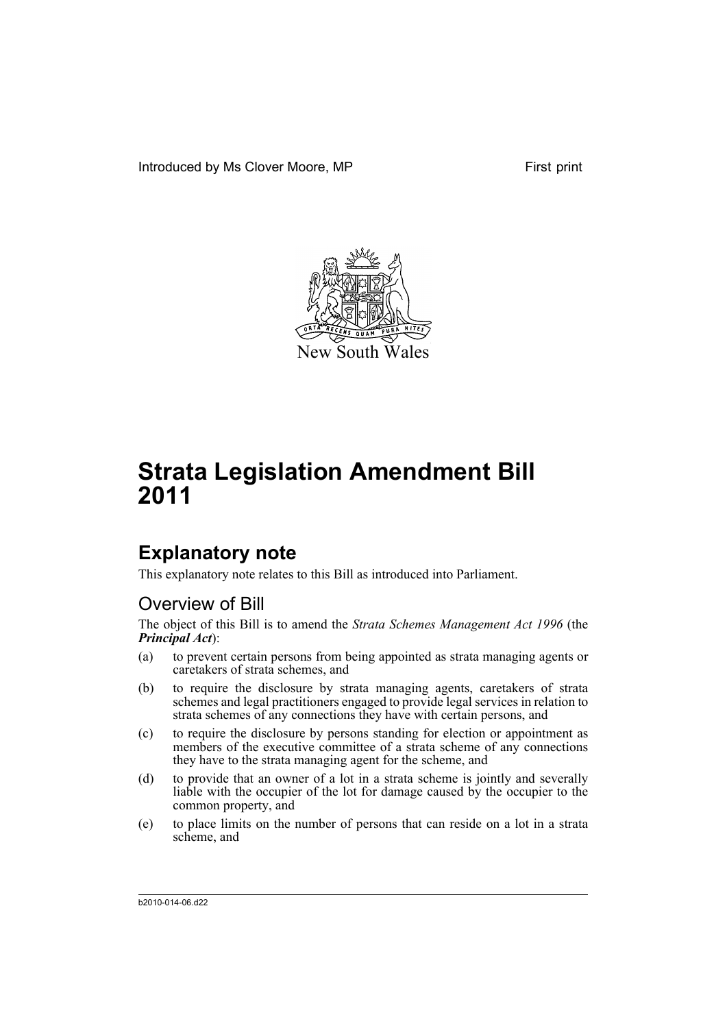Introduced by Ms Clover Moore, MP

First print

New South Wales

# Strata Legislation Amendment Bill 2011

## Explanatory note

This explanatory note relates to this Bill as introduced into Parliament.

### Overview of Bill

The object of this Bill is to amend the *Strata Schemes Management Act 1996* (the ***Principal Act***):

(a) to prevent certain persons from being appointed as strata managing agents or caretakers of strata schemes, and

(b) to require the disclosure by strata managing agents, caretakers of strata schemes and legal practitioners engaged to provide legal services in relation to strata schemes of any connections they have with certain persons, and

(c) to require the disclosure by persons standing for election or appointment as members of the executive committee of a strata scheme of any connections they have to the strata managing agent for the scheme, and

(d) to provide that an owner of a lot in a strata scheme is jointly and severally liable with the occupier of the lot for damage caused by the occupier to the common property, and

(e) to place limits on the number of persons that can reside on a lot in a strata scheme, and

b2010-014-06.d22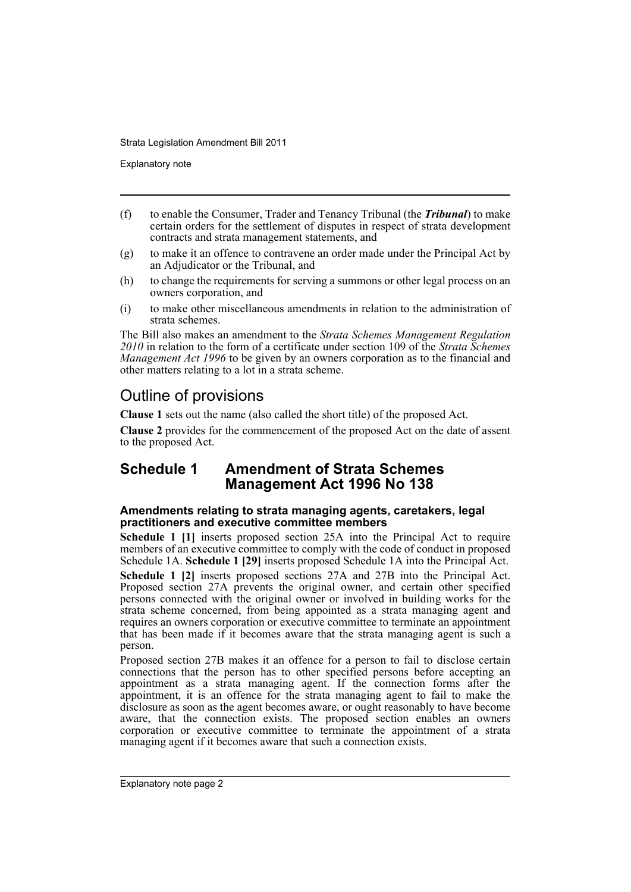(f) to enable the Consumer, Trader and Tenancy Tribunal (the ***Tribunal***) to make certain orders for the settlement of disputes in respect of strata development contracts and strata management statements, and

(g) to make it an offence to contravene an order made under the Principal Act by an Adjudicator or the Tribunal, and

(h) to change the requirements for serving a summons or other legal process on an owners corporation, and

(i) to make other miscellaneous amendments in relation to the administration of strata schemes.

The Bill also makes an amendment to the *Strata Schemes Management Regulation 2010* in relation to the form of a certificate under section 109 of the *Strata Schemes Management Act 1996* to be given by an owners corporation as to the financial and other matters relating to a lot in a strata scheme.

# Outline of provisions

**Clause 1** sets out the name (also called the short title) of the proposed Act.

**Clause 2** provides for the commencement of the proposed Act on the date of assent to the proposed Act.

## Schedule 1 Amendment of Strata Schemes Management Act 1996 No 138

### Amendments relating to strata managing agents, caretakers, legal practitioners and executive committee members

**Schedule 1 [1]** inserts proposed section 25A into the Principal Act to require members of an executive committee to comply with the code of conduct in proposed Schedule 1A. **Schedule 1 [29]** inserts proposed Schedule 1A into the Principal Act.

**Schedule 1 [2]** inserts proposed sections 27A and 27B into the Principal Act. Proposed section 27A prevents the original owner, and certain other specified persons connected with the original owner or involved in building works for the strata scheme concerned, from being appointed as a strata managing agent and requires an owners corporation or executive committee to terminate an appointment that has been made if it becomes aware that the strata managing agent is such a person.

Proposed section 27B makes it an offence for a person to fail to disclose certain connections that the person has to other specified persons before accepting an appointment as a strata managing agent. If the connection forms after the appointment, it is an offence for the strata managing agent to fail to make the disclosure as soon as the agent becomes aware, or ought reasonably to have become aware, that the connection exists. The proposed section enables an owners corporation or executive committee to terminate the appointment of a strata managing agent if it becomes aware that such a connection exists.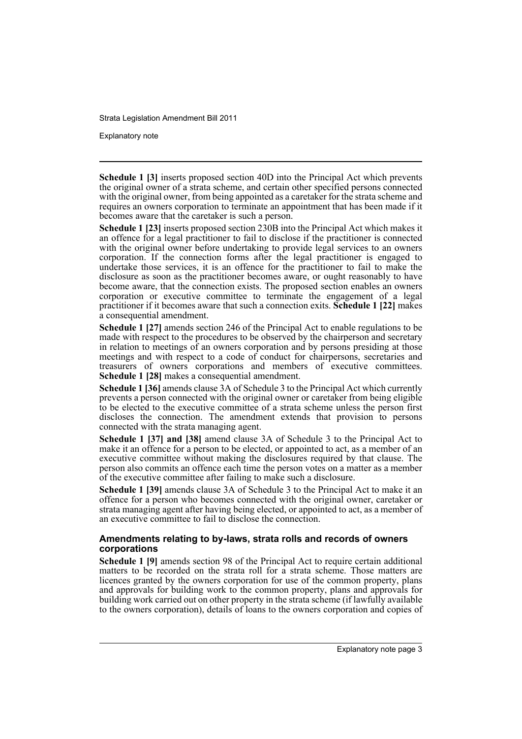**Schedule 1 [3]** inserts proposed section 40D into the Principal Act which prevents the original owner of a strata scheme, and certain other specified persons connected with the original owner, from being appointed as a caretaker for the strata scheme and requires an owners corporation to terminate an appointment that has been made if it becomes aware that the caretaker is such a person.

**Schedule 1 [23]** inserts proposed section 230B into the Principal Act which makes it an offence for a legal practitioner to fail to disclose if the practitioner is connected with the original owner before undertaking to provide legal services to an owners corporation. If the connection forms after the legal practitioner is engaged to undertake those services, it is an offence for the practitioner to fail to make the disclosure as soon as the practitioner becomes aware, or ought reasonably to have become aware, that the connection exists. The proposed section enables an owners corporation or executive committee to terminate the engagement of a legal practitioner if it becomes aware that such a connection exits. **Schedule 1 [22]** makes a consequential amendment.

**Schedule 1 [27]** amends section 246 of the Principal Act to enable regulations to be made with respect to the procedures to be observed by the chairperson and secretary in relation to meetings of an owners corporation and by persons presiding at those meetings and with respect to a code of conduct for chairpersons, secretaries and treasurers of owners corporations and members of executive committees. **Schedule 1 [28]** makes a consequential amendment.

**Schedule 1 [36]** amends clause 3A of Schedule 3 to the Principal Act which currently prevents a person connected with the original owner or caretaker from being eligible to be elected to the executive committee of a strata scheme unless the person first discloses the connection. The amendment extends that provision to persons connected with the strata managing agent.

**Schedule 1 [37] and [38]** amend clause 3A of Schedule 3 to the Principal Act to make it an offence for a person to be elected, or appointed to act, as a member of an executive committee without making the disclosures required by that clause. The person also commits an offence each time the person votes on a matter as a member of the executive committee after failing to make such a disclosure.

**Schedule 1 [39]** amends clause 3A of Schedule 3 to the Principal Act to make it an offence for a person who becomes connected with the original owner, caretaker or strata managing agent after having being elected, or appointed to act, as a member of an executive committee to fail to disclose the connection.

#### Amendments relating to by-laws, strata rolls and records of owners corporations

**Schedule 1 [9]** amends section 98 of the Principal Act to require certain additional matters to be recorded on the strata roll for a strata scheme. Those matters are licences granted by the owners corporation for use of the common property, plans and approvals for building work to the common property, plans and approvals for building work carried out on other property in the strata scheme (if lawfully available to the owners corporation), details of loans to the owners corporation and copies of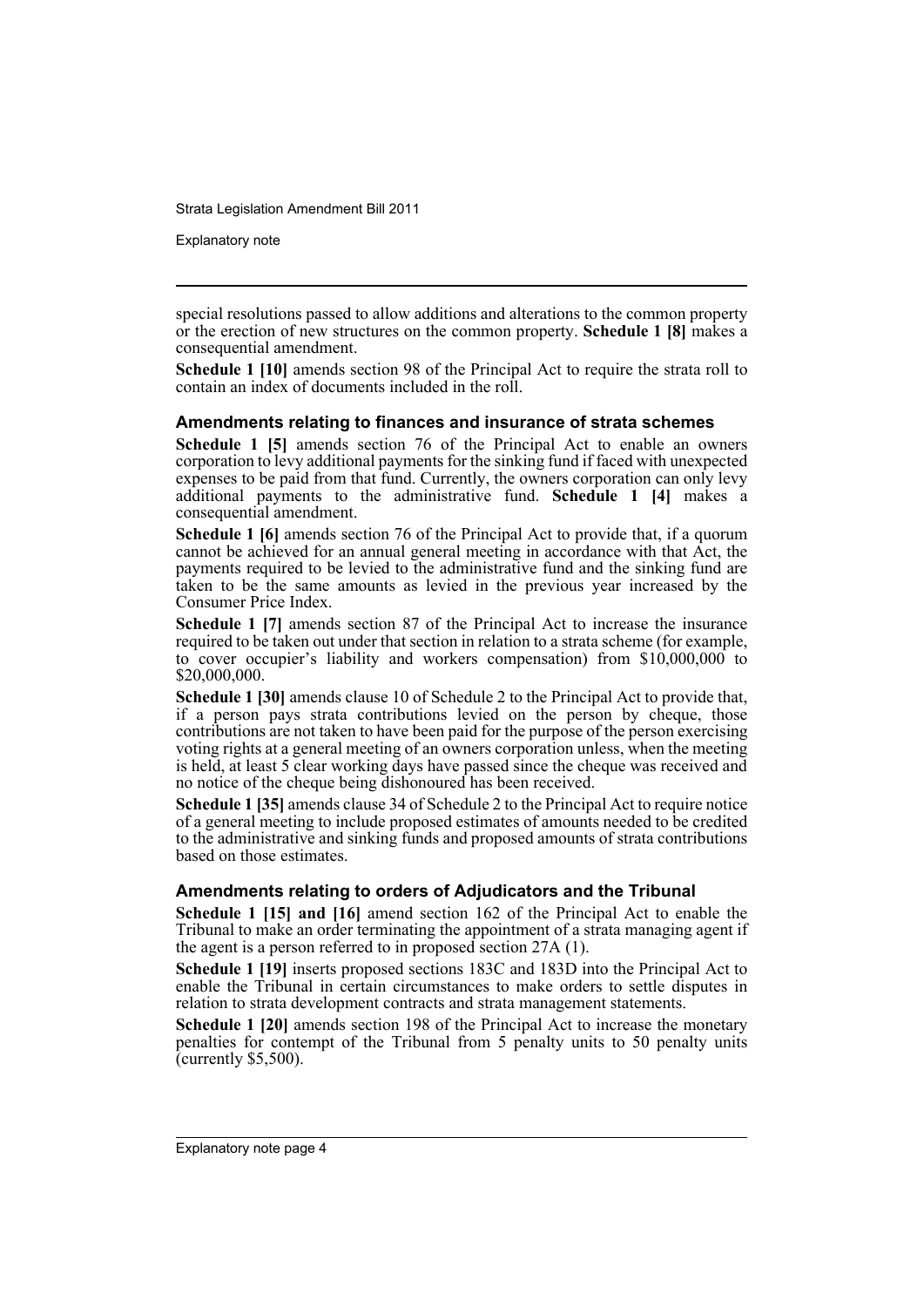special resolutions passed to allow additions and alterations to the common property or the erection of new structures on the common property. **Schedule 1 [8]** makes a consequential amendment.

**Schedule 1 [10]** amends section 98 of the Principal Act to require the strata roll to contain an index of documents included in the roll.

### Amendments relating to finances and insurance of strata schemes

**Schedule 1 [5]** amends section 76 of the Principal Act to enable an owners corporation to levy additional payments for the sinking fund if faced with unexpected expenses to be paid from that fund. Currently, the owners corporation can only levy additional payments to the administrative fund. **Schedule 1 [4]** makes a consequential amendment.

**Schedule 1 [6]** amends section 76 of the Principal Act to provide that, if a quorum cannot be achieved for an annual general meeting in accordance with that Act, the payments required to be levied to the administrative fund and the sinking fund are taken to be the same amounts as levied in the previous year increased by the Consumer Price Index.

**Schedule 1 [7]** amends section 87 of the Principal Act to increase the insurance required to be taken out under that section in relation to a strata scheme (for example, to cover occupier's liability and workers compensation) from $10,000,000 to $20,000,000.

**Schedule 1 [30]** amends clause 10 of Schedule 2 to the Principal Act to provide that, if a person pays strata contributions levied on the person by cheque, those contributions are not taken to have been paid for the purpose of the person exercising voting rights at a general meeting of an owners corporation unless, when the meeting is held, at least 5 clear working days have passed since the cheque was received and no notice of the cheque being dishonoured has been received.

**Schedule 1 [35]** amends clause 34 of Schedule 2 to the Principal Act to require notice of a general meeting to include proposed estimates of amounts needed to be credited to the administrative and sinking funds and proposed amounts of strata contributions based on those estimates.

### Amendments relating to orders of Adjudicators and the Tribunal

**Schedule 1 [15] and [16]** amend section 162 of the Principal Act to enable the Tribunal to make an order terminating the appointment of a strata managing agent if the agent is a person referred to in proposed section 27A (1).

**Schedule 1 [19]** inserts proposed sections 183C and 183D into the Principal Act to enable the Tribunal in certain circumstances to make orders to settle disputes in relation to strata development contracts and strata management statements.

**Schedule 1 [20]** amends section 198 of the Principal Act to increase the monetary penalties for contempt of the Tribunal from 5 penalty units to 50 penalty units (currently $5,500).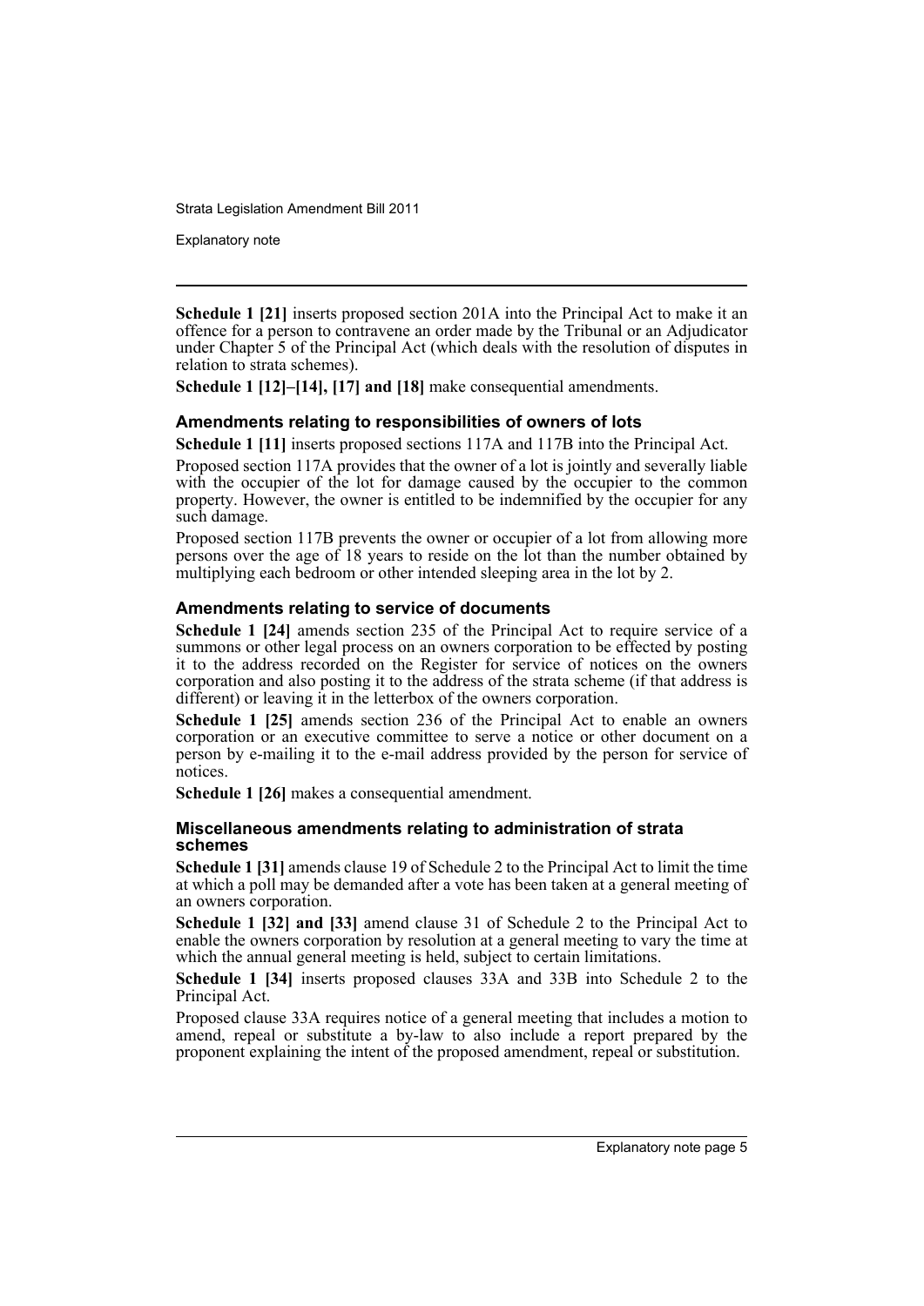**Schedule 1 [21]** inserts proposed section 201A into the Principal Act to make it an offence for a person to contravene an order made by the Tribunal or an Adjudicator under Chapter 5 of the Principal Act (which deals with the resolution of disputes in relation to strata schemes).

**Schedule 1 [12]–[14], [17] and [18]** make consequential amendments.

### Amendments relating to responsibilities of owners of lots

**Schedule 1 [11]** inserts proposed sections 117A and 117B into the Principal Act.

Proposed section 117A provides that the owner of a lot is jointly and severally liable with the occupier of the lot for damage caused by the occupier to the common property. However, the owner is entitled to be indemnified by the occupier for any such damage.

Proposed section 117B prevents the owner or occupier of a lot from allowing more persons over the age of 18 years to reside on the lot than the number obtained by multiplying each bedroom or other intended sleeping area in the lot by 2.

### Amendments relating to service of documents

**Schedule 1 [24]** amends section 235 of the Principal Act to require service of a summons or other legal process on an owners corporation to be effected by posting it to the address recorded on the Register for service of notices on the owners corporation and also posting it to the address of the strata scheme (if that address is different) or leaving it in the letterbox of the owners corporation.

**Schedule 1 [25]** amends section 236 of the Principal Act to enable an owners corporation or an executive committee to serve a notice or other document on a person by e-mailing it to the e-mail address provided by the person for service of notices.

**Schedule 1 [26]** makes a consequential amendment.

### Miscellaneous amendments relating to administration of strata schemes

**Schedule 1 [31]** amends clause 19 of Schedule 2 to the Principal Act to limit the time at which a poll may be demanded after a vote has been taken at a general meeting of an owners corporation.

**Schedule 1 [32] and [33]** amend clause 31 of Schedule 2 to the Principal Act to enable the owners corporation by resolution at a general meeting to vary the time at which the annual general meeting is held, subject to certain limitations.

**Schedule 1 [34]** inserts proposed clauses 33A and 33B into Schedule 2 to the Principal Act.

Proposed clause 33A requires notice of a general meeting that includes a motion to amend, repeal or substitute a by-law to also include a report prepared by the proponent explaining the intent of the proposed amendment, repeal or substitution.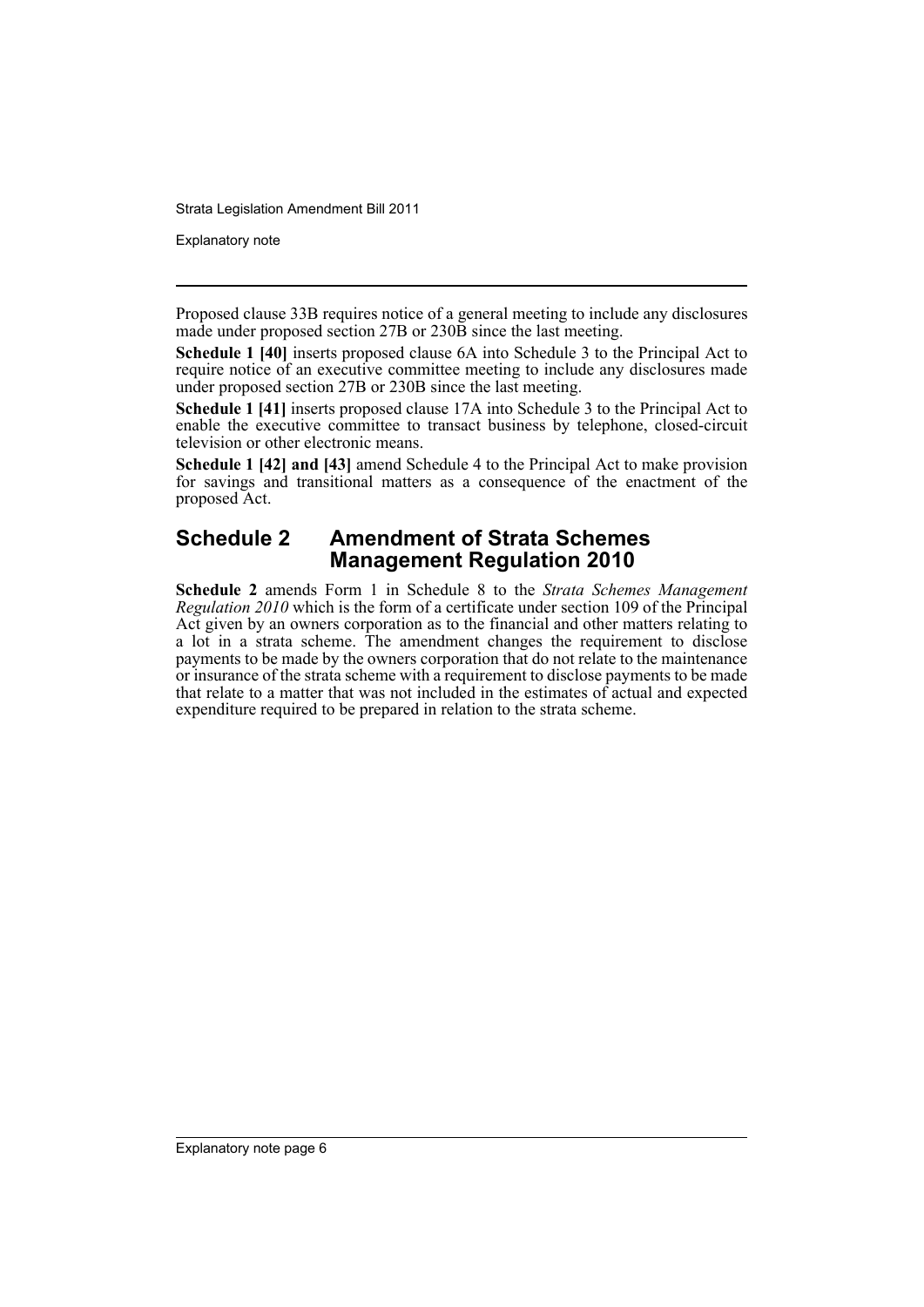Proposed clause 33B requires notice of a general meeting to include any disclosures made under proposed section 27B or 230B since the last meeting.

**Schedule 1 [40]** inserts proposed clause 6A into Schedule 3 to the Principal Act to require notice of an executive committee meeting to include any disclosures made under proposed section 27B or 230B since the last meeting.

**Schedule 1 [41]** inserts proposed clause 17A into Schedule 3 to the Principal Act to enable the executive committee to transact business by telephone, closed-circuit television or other electronic means.

**Schedule 1 [42] and [43]** amend Schedule 4 to the Principal Act to make provision for savings and transitional matters as a consequence of the enactment of the proposed Act.

## Schedule 2 Amendment of Strata Schemes Management Regulation 2010

**Schedule 2** amends Form 1 in Schedule 8 to the *Strata Schemes Management Regulation 2010* which is the form of a certificate under section 109 of the Principal Act given by an owners corporation as to the financial and other matters relating to a lot in a strata scheme. The amendment changes the requirement to disclose payments to be made by the owners corporation that do not relate to the maintenance or insurance of the strata scheme with a requirement to disclose payments to be made that relate to a matter that was not included in the estimates of actual and expected expenditure required to be prepared in relation to the strata scheme.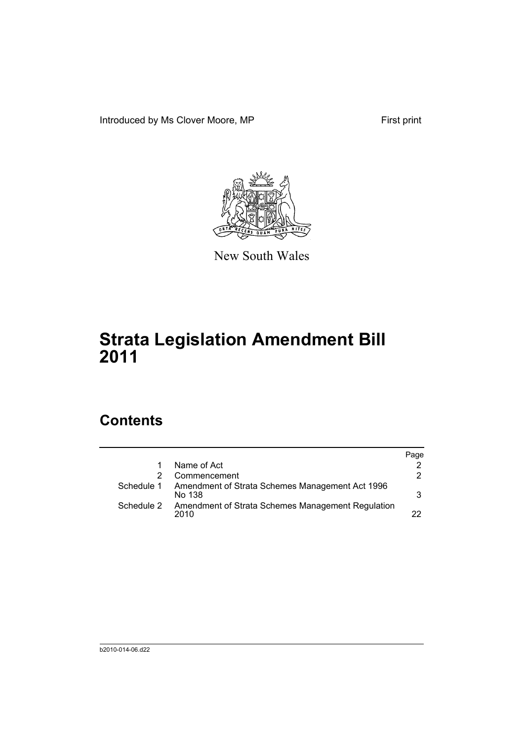Introduced by Ms Clover Moore, MP First print

New South Wales

# Strata Legislation Amendment Bill 2011

## Contents

| | | Page |
|---|---|---|
| 1 | Name of Act | 2 |
| 2 | Commencement | 2 |
| Schedule 1 | Amendment of Strata Schemes Management Act 1996 No 138 | 3 |
| Schedule 2 | Amendment of Strata Schemes Management Regulation 2010 | 22 |

b2010-014-06.d22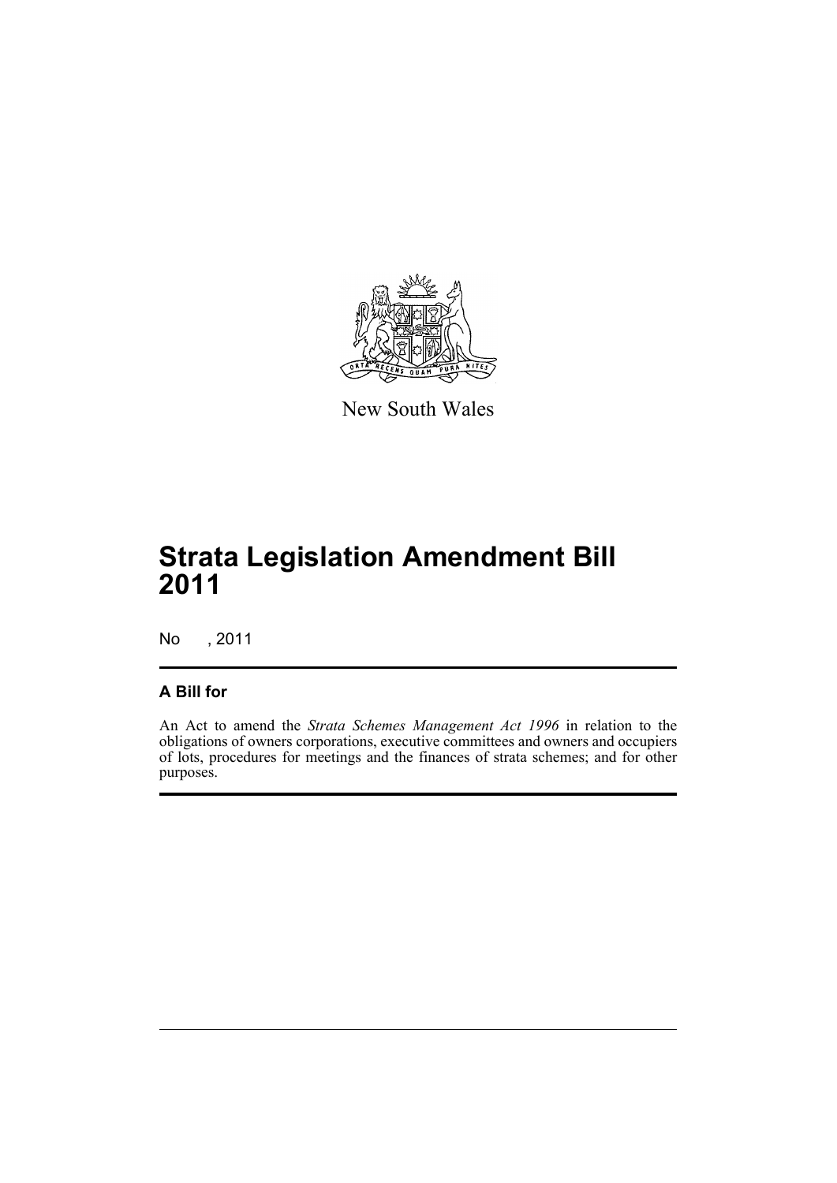New South Wales

# Strata Legislation Amendment Bill 2011

No , 2011

## A Bill for

An Act to amend the *Strata Schemes Management Act 1996* in relation to the obligations of owners corporations, executive committees and owners and occupiers of lots, procedures for meetings and the finances of strata schemes; and for other purposes.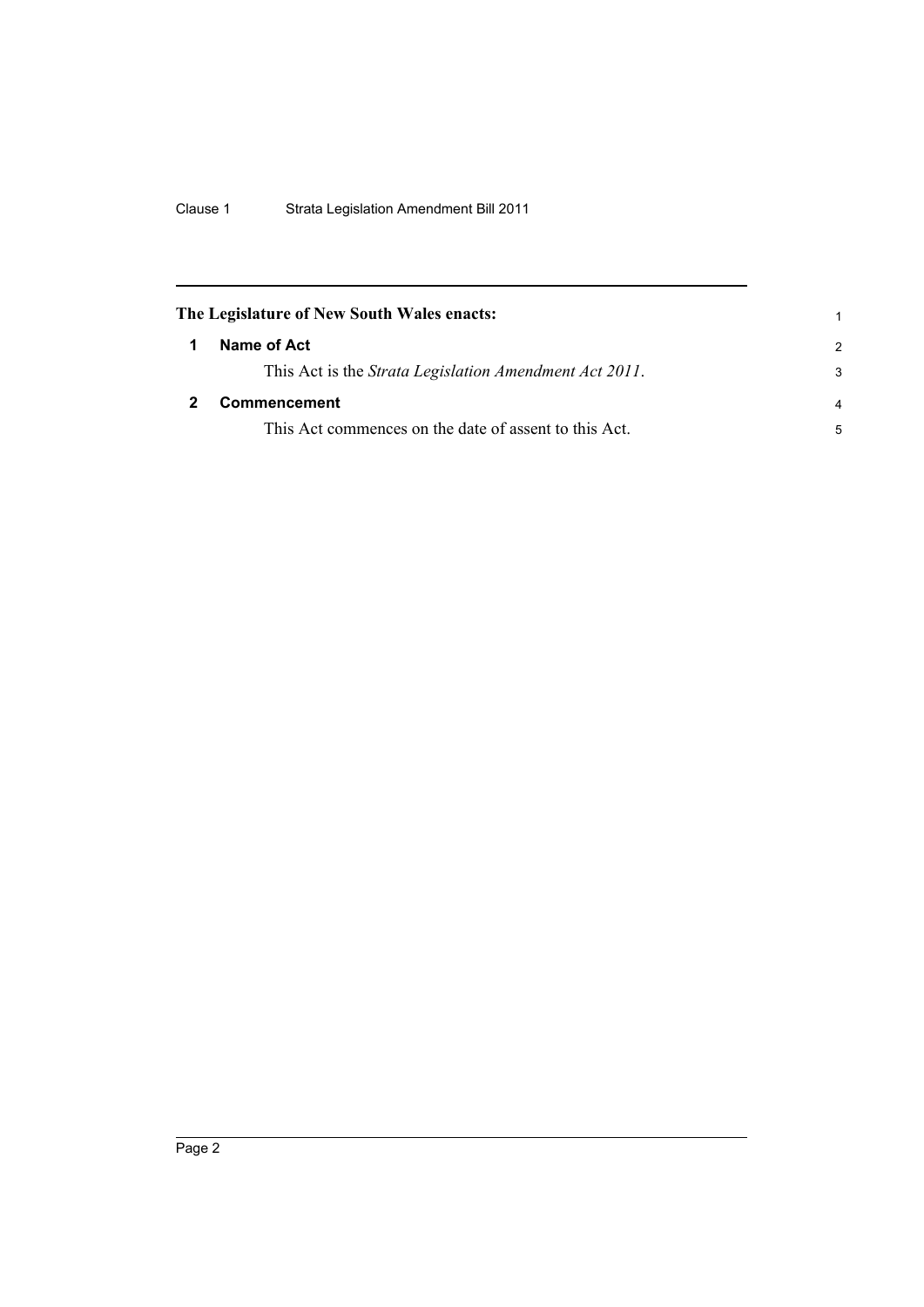**The Legislature of New South Wales enacts:**

## 1 Name of Act

This Act is the *Strata Legislation Amendment Act 2011*.

## 2 Commencement

This Act commences on the date of assent to this Act.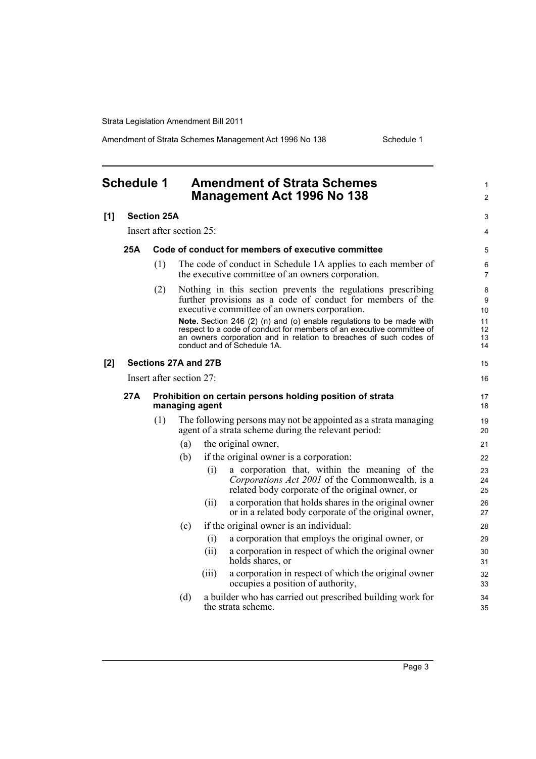## Schedule 1 Amendment of Strata Schemes Management Act 1996 No 138

**[1] Section 25A**

Insert after section 25:

**25A Code of conduct for members of executive committee**

(1) The code of conduct in Schedule 1A applies to each member of the executive committee of an owners corporation.

(2) Nothing in this section prevents the regulations prescribing further provisions as a code of conduct for members of the executive committee of an owners corporation.

**Note.** Section 246 (2) (n) and (o) enable regulations to be made with respect to a code of conduct for members of an executive committee of an owners corporation and in relation to breaches of such codes of conduct and of Schedule 1A.

**[2] Sections 27A and 27B**

Insert after section 27:

**27A Prohibition on certain persons holding position of strata managing agent**

(1) The following persons may not be appointed as a strata managing agent of a strata scheme during the relevant period:

- (a) the original owner,
- (b) if the original owner is a corporation:
  - (i) a corporation that, within the meaning of the *Corporations Act 2001* of the Commonwealth, is a related body corporate of the original owner, or
  - (ii) a corporation that holds shares in the original owner or in a related body corporate of the original owner,
- (c) if the original owner is an individual:
  - (i) a corporation that employs the original owner, or
  - (ii) a corporation in respect of which the original owner holds shares, or
  - (iii) a corporation in respect of which the original owner occupies a position of authority,
- (d) a builder who has carried out prescribed building work for the strata scheme.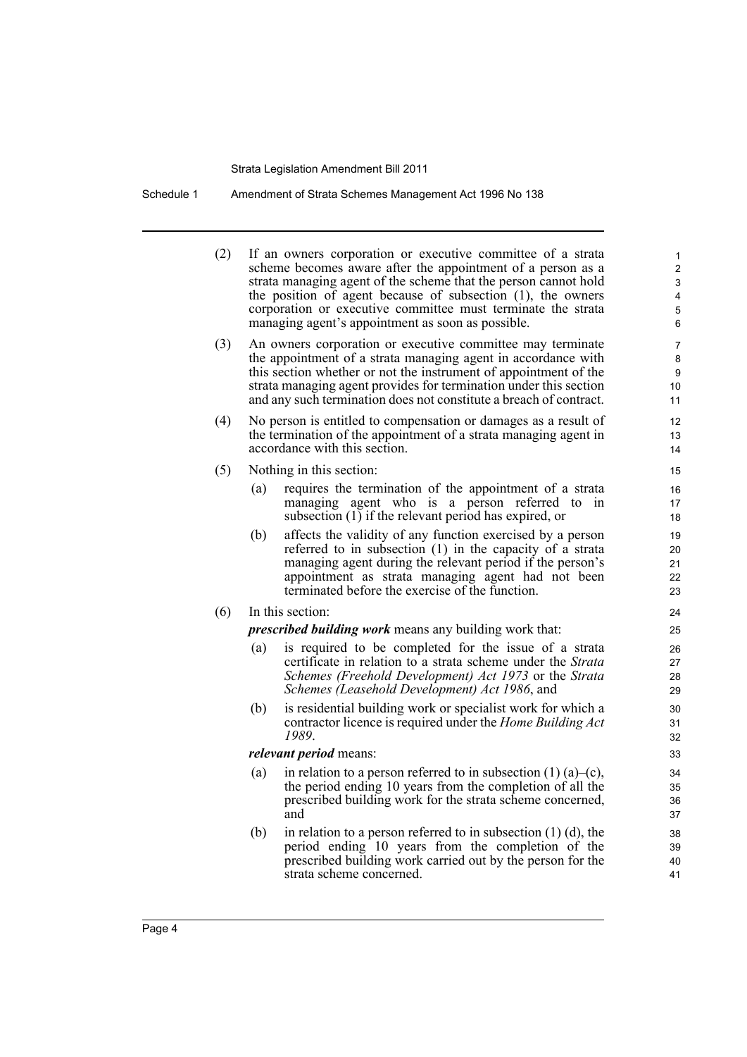(2) If an owners corporation or executive committee of a strata scheme becomes aware after the appointment of a person as a strata managing agent of the scheme that the person cannot hold the position of agent because of subsection (1), the owners corporation or executive committee must terminate the strata managing agent's appointment as soon as possible.

(3) An owners corporation or executive committee may terminate the appointment of a strata managing agent in accordance with this section whether or not the instrument of appointment of the strata managing agent provides for termination under this section and any such termination does not constitute a breach of contract.

(4) No person is entitled to compensation or damages as a result of the termination of the appointment of a strata managing agent in accordance with this section.

(5) Nothing in this section:

- (a) requires the termination of the appointment of a strata managing agent who is a person referred to in subsection (1) if the relevant period has expired, or
- (b) affects the validity of any function exercised by a person referred to in subsection (1) in the capacity of a strata managing agent during the relevant period if the person's appointment as strata managing agent had not been terminated before the exercise of the function.

(6) In this section:

***prescribed building work*** means any building work that:

- (a) is required to be completed for the issue of a strata certificate in relation to a strata scheme under the *Strata Schemes (Freehold Development) Act 1973* or the *Strata Schemes (Leasehold Development) Act 1986*, and
- (b) is residential building work or specialist work for which a contractor licence is required under the *Home Building Act 1989*.

***relevant period*** means:

- (a) in relation to a person referred to in subsection (1) (a)–(c), the period ending 10 years from the completion of all the prescribed building work for the strata scheme concerned, and
- (b) in relation to a person referred to in subsection (1) (d), the period ending 10 years from the completion of the prescribed building work carried out by the person for the strata scheme concerned.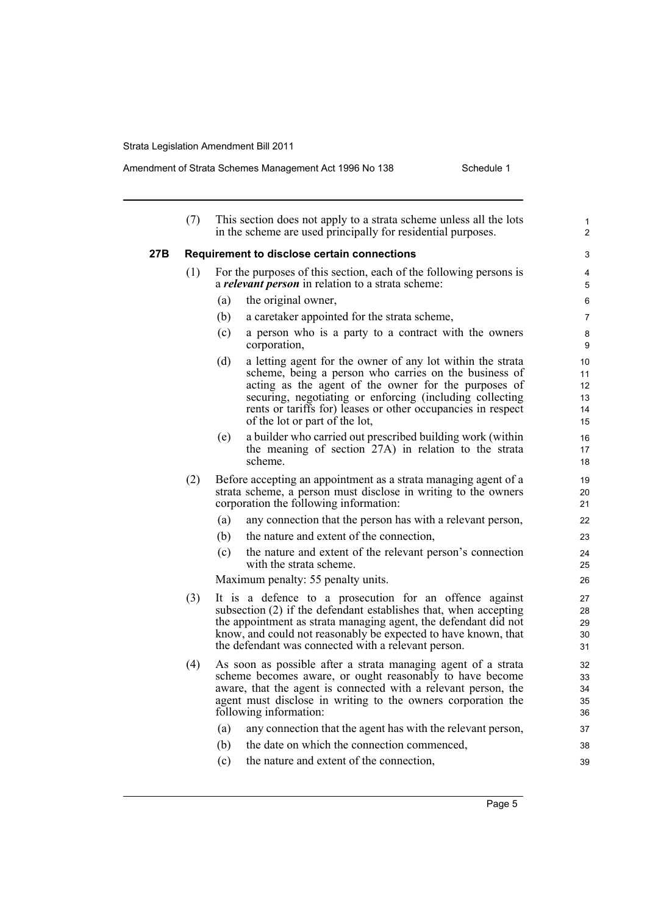(7) This section does not apply to a strata scheme unless all the lots in the scheme are used principally for residential purposes.

### 27B Requirement to disclose certain connections

(1) For the purposes of this section, each of the following persons is a ***relevant person*** in relation to a strata scheme:

- (a) the original owner,
- (b) a caretaker appointed for the strata scheme,
- (c) a person who is a party to a contract with the owners corporation,
- (d) a letting agent for the owner of any lot within the strata scheme, being a person who carries on the business of acting as the agent of the owner for the purposes of securing, negotiating or enforcing (including collecting rents or tariffs for) leases or other occupancies in respect of the lot or part of the lot,
- (e) a builder who carried out prescribed building work (within the meaning of section 27A) in relation to the strata scheme.

(2) Before accepting an appointment as a strata managing agent of a strata scheme, a person must disclose in writing to the owners corporation the following information:

- (a) any connection that the person has with a relevant person,
- (b) the nature and extent of the connection,
- (c) the nature and extent of the relevant person's connection with the strata scheme.

Maximum penalty: 55 penalty units.

(3) It is a defence to a prosecution for an offence against subsection (2) if the defendant establishes that, when accepting the appointment as strata managing agent, the defendant did not know, and could not reasonably be expected to have known, that the defendant was connected with a relevant person.

(4) As soon as possible after a strata managing agent of a strata scheme becomes aware, or ought reasonably to have become aware, that the agent is connected with a relevant person, the agent must disclose in writing to the owners corporation the following information:

- (a) any connection that the agent has with the relevant person,
- (b) the date on which the connection commenced,
- (c) the nature and extent of the connection,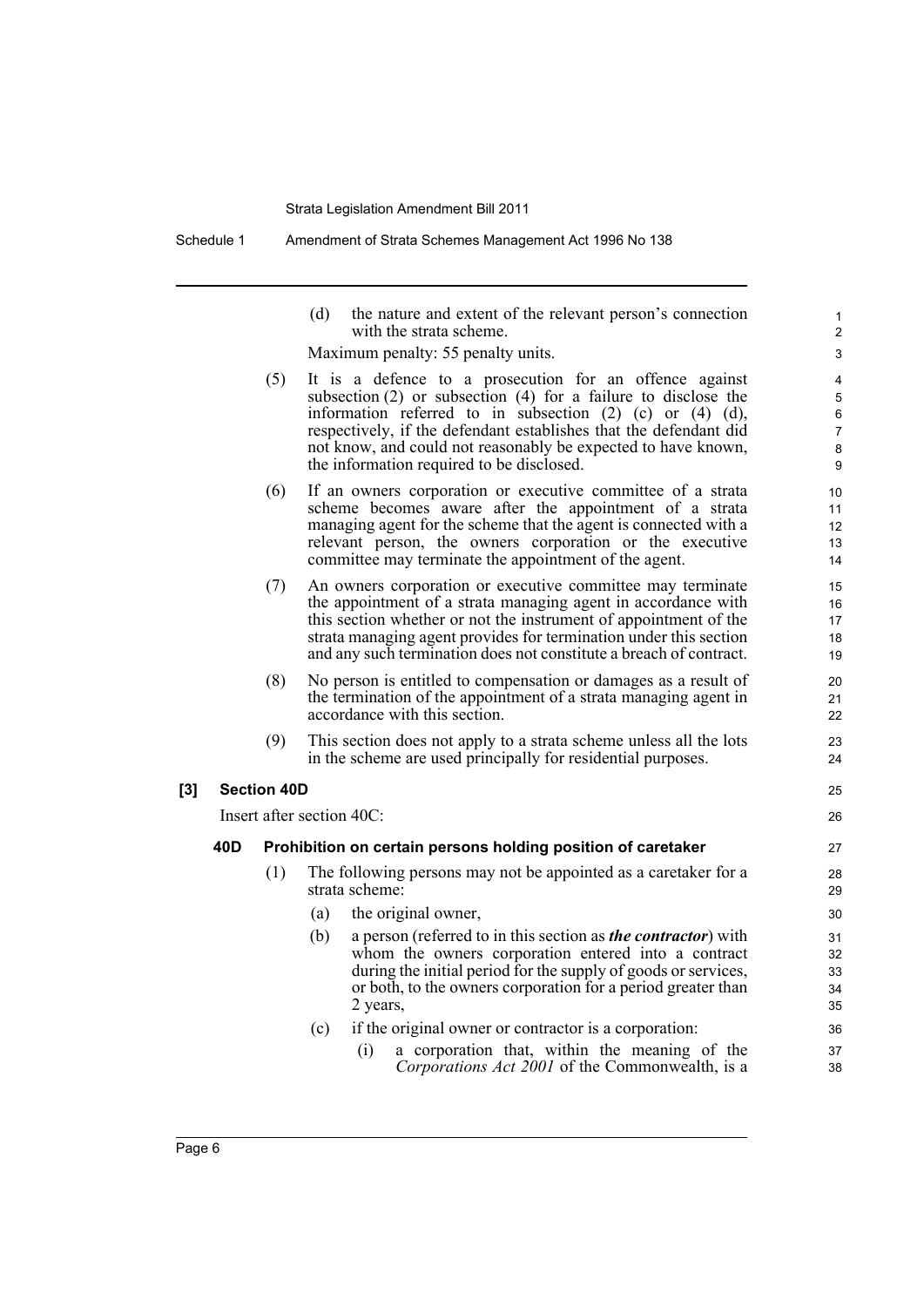(d) the nature and extent of the relevant person's connection with the strata scheme.

Maximum penalty: 55 penalty units.

(5) It is a defence to a prosecution for an offence against subsection (2) or subsection (4) for a failure to disclose the information referred to in subsection (2) (c) or (4) (d), respectively, if the defendant establishes that the defendant did not know, and could not reasonably be expected to have known, the information required to be disclosed.

(6) If an owners corporation or executive committee of a strata scheme becomes aware after the appointment of a strata managing agent for the scheme that the agent is connected with a relevant person, the owners corporation or the executive committee may terminate the appointment of the agent.

(7) An owners corporation or executive committee may terminate the appointment of a strata managing agent in accordance with this section whether or not the instrument of appointment of the strata managing agent provides for termination under this section and any such termination does not constitute a breach of contract.

(8) No person is entitled to compensation or damages as a result of the termination of the appointment of a strata managing agent in accordance with this section.

(9) This section does not apply to a strata scheme unless all the lots in the scheme are used principally for residential purposes.

**[3] Section 40D**

Insert after section 40C:

**40D Prohibition on certain persons holding position of caretaker**

(1) The following persons may not be appointed as a caretaker for a strata scheme:

(a) the original owner,

(b) a person (referred to in this section as ***the contractor***) with whom the owners corporation entered into a contract during the initial period for the supply of goods or services, or both, to the owners corporation for a period greater than 2 years,

(c) if the original owner or contractor is a corporation:

(i) a corporation that, within the meaning of the *Corporations Act 2001* of the Commonwealth, is a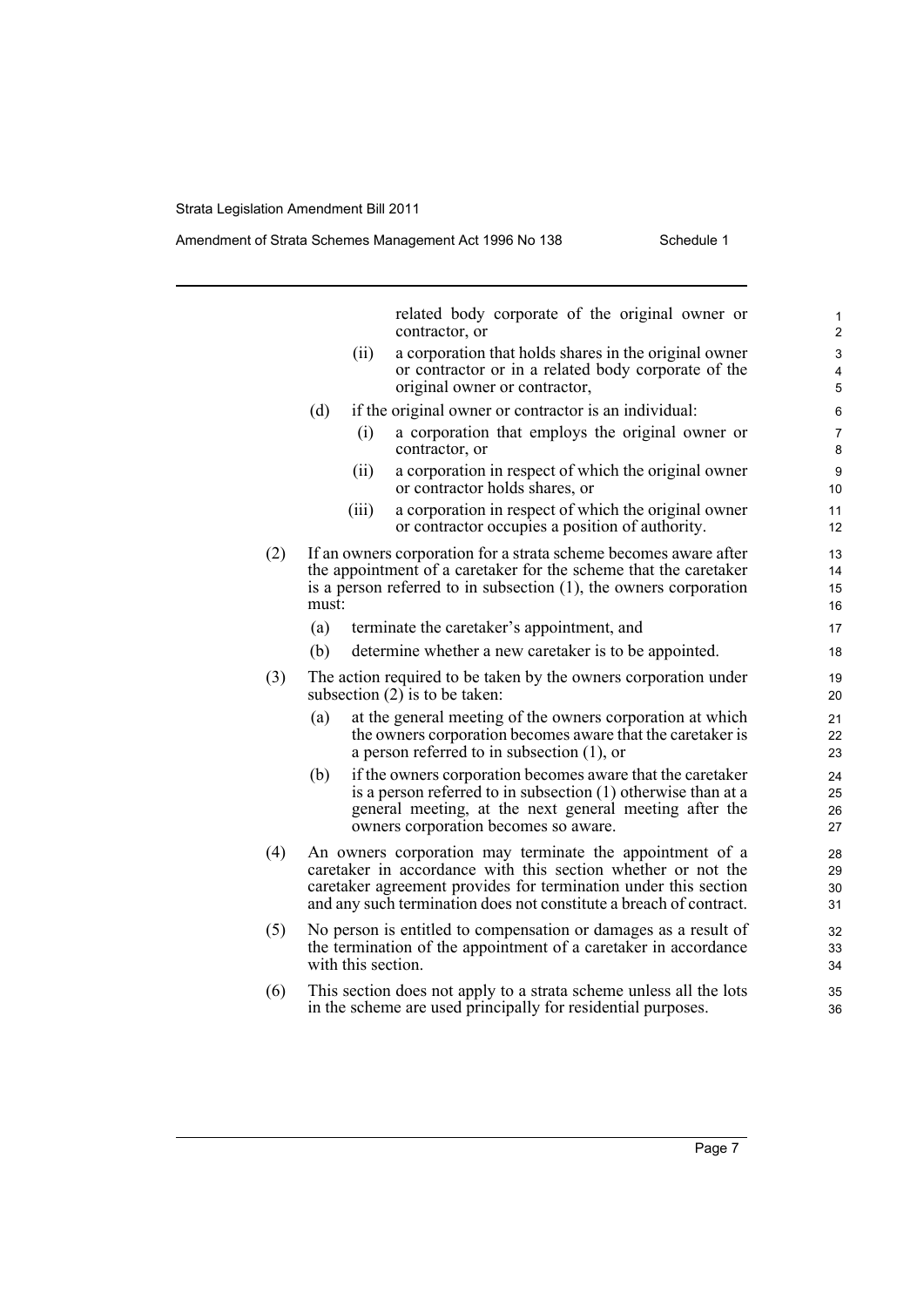related body corporate of the original owner or contractor, or

(ii) a corporation that holds shares in the original owner or contractor or in a related body corporate of the original owner or contractor,

(d) if the original owner or contractor is an individual:

(i) a corporation that employs the original owner or contractor, or

(ii) a corporation in respect of which the original owner or contractor holds shares, or

(iii) a corporation in respect of which the original owner or contractor occupies a position of authority.

(2) If an owners corporation for a strata scheme becomes aware after the appointment of a caretaker for the scheme that the caretaker is a person referred to in subsection (1), the owners corporation must:

(a) terminate the caretaker's appointment, and

(b) determine whether a new caretaker is to be appointed.

(3) The action required to be taken by the owners corporation under subsection (2) is to be taken:

(a) at the general meeting of the owners corporation at which the owners corporation becomes aware that the caretaker is a person referred to in subsection (1), or

(b) if the owners corporation becomes aware that the caretaker is a person referred to in subsection (1) otherwise than at a general meeting, at the next general meeting after the owners corporation becomes so aware.

(4) An owners corporation may terminate the appointment of a caretaker in accordance with this section whether or not the caretaker agreement provides for termination under this section and any such termination does not constitute a breach of contract.

(5) No person is entitled to compensation or damages as a result of the termination of the appointment of a caretaker in accordance with this section.

(6) This section does not apply to a strata scheme unless all the lots in the scheme are used principally for residential purposes.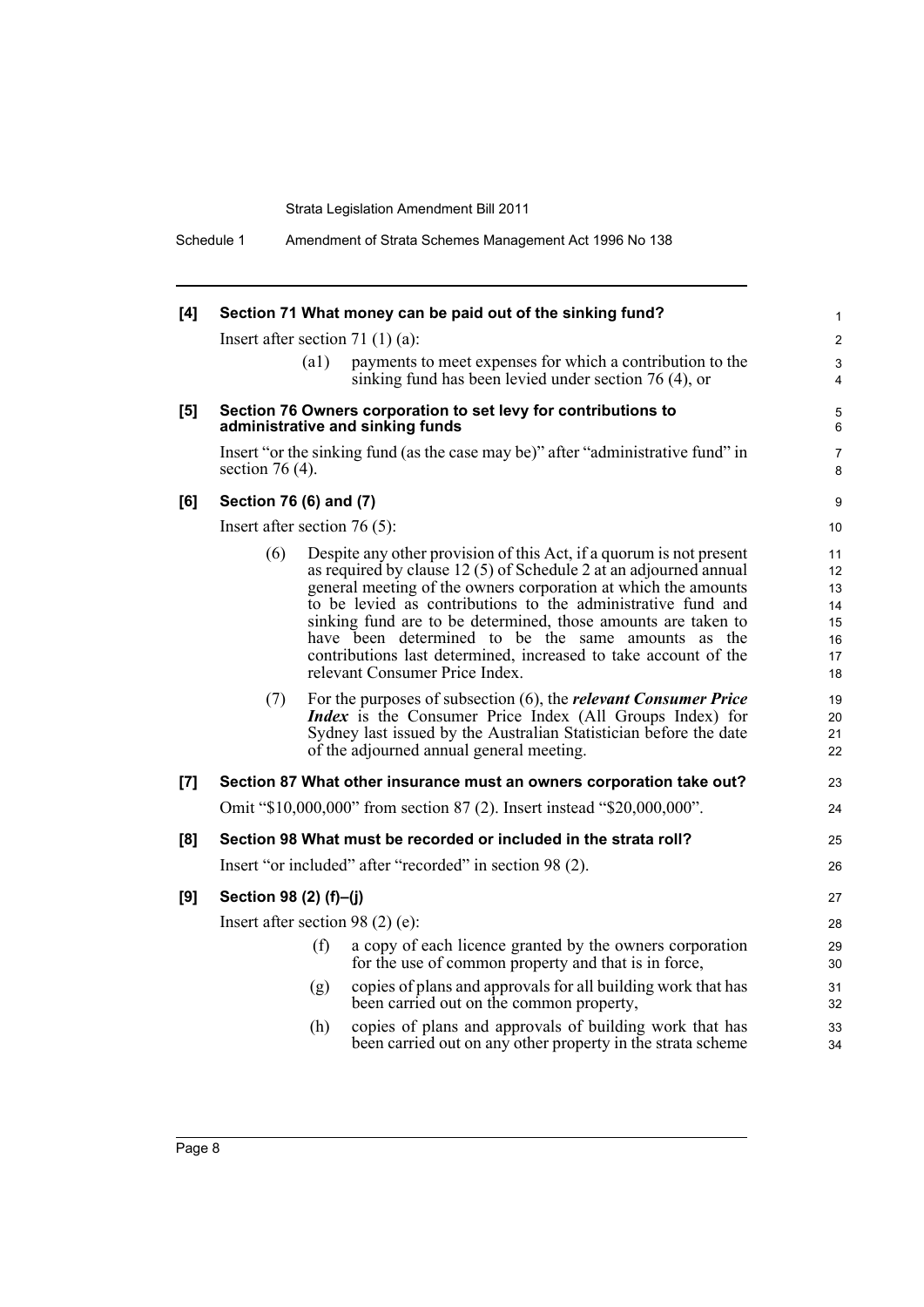**[4] Section 71 What money can be paid out of the sinking fund?**

Insert after section 71 (1) (a):

> (a1) payments to meet expenses for which a contribution to the sinking fund has been levied under section 76 (4), or

**[5] Section 76 Owners corporation to set levy for contributions to administrative and sinking funds**

Insert "or the sinking fund (as the case may be)" after "administrative fund" in section 76 (4).

**[6] Section 76 (6) and (7)**

Insert after section 76 (5):

> (6) Despite any other provision of this Act, if a quorum is not present as required by clause 12 (5) of Schedule 2 at an adjourned annual general meeting of the owners corporation at which the amounts to be levied as contributions to the administrative fund and sinking fund are to be determined, those amounts are taken to have been determined to be the same amounts as the contributions last determined, increased to take account of the relevant Consumer Price Index.
>
> (7) For the purposes of subsection (6), the ***relevant Consumer Price Index*** is the Consumer Price Index (All Groups Index) for Sydney last issued by the Australian Statistician before the date of the adjourned annual general meeting.

**[7] Section 87 What other insurance must an owners corporation take out?**

Omit "$10,000,000" from section 87 (2). Insert instead "$20,000,000".

**[8] Section 98 What must be recorded or included in the strata roll?**

Insert "or included" after "recorded" in section 98 (2).

**[9] Section 98 (2) (f)–(j)**

Insert after section 98 (2) (e):

> (f) a copy of each licence granted by the owners corporation for the use of common property and that is in force,
>
> (g) copies of plans and approvals for all building work that has been carried out on the common property,
>
> (h) copies of plans and approvals of building work that has been carried out on any other property in the strata scheme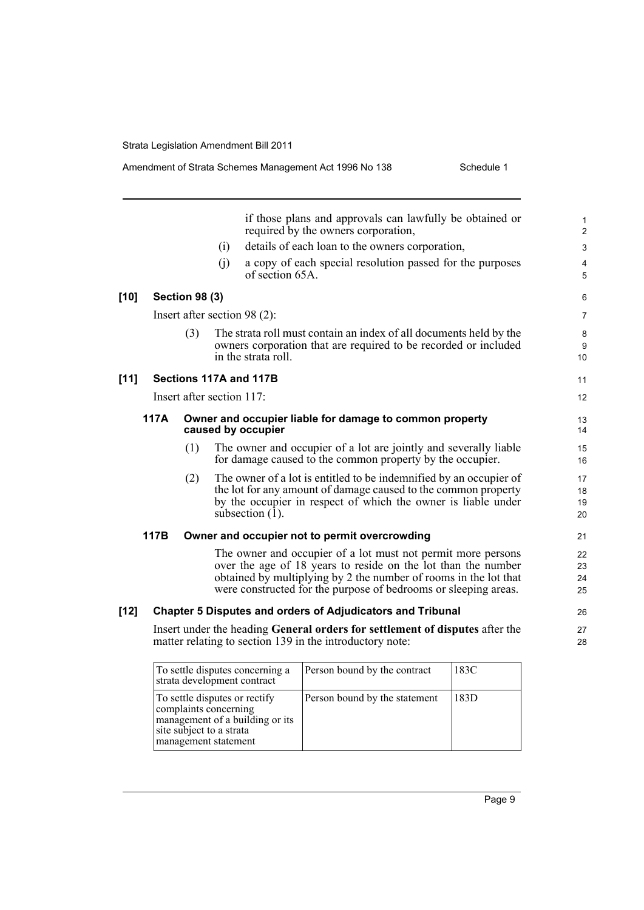if those plans and approvals can lawfully be obtained or required by the owners corporation,

(i) details of each loan to the owners corporation,

(j) a copy of each special resolution passed for the purposes of section 65A.

**[10] Section 98 (3)**

Insert after section 98 (2):

(3) The strata roll must contain an index of all documents held by the owners corporation that are required to be recorded or included in the strata roll.

**[11] Sections 117A and 117B**

Insert after section 117:

**117A Owner and occupier liable for damage to common property caused by occupier**

(1) The owner and occupier of a lot are jointly and severally liable for damage caused to the common property by the occupier.

(2) The owner of a lot is entitled to be indemnified by an occupier of the lot for any amount of damage caused to the common property by the occupier in respect of which the owner is liable under subsection (1).

**117B Owner and occupier not to permit overcrowding**

The owner and occupier of a lot must not permit more persons over the age of 18 years to reside on the lot than the number obtained by multiplying by 2 the number of rooms in the lot that were constructed for the purpose of bedrooms or sleeping areas.

**[12] Chapter 5 Disputes and orders of Adjudicators and Tribunal**

Insert under the heading **General orders for settlement of disputes** after the matter relating to section 139 in the introductory note:

| | | |
|---|---|---|
| To settle disputes concerning a strata development contract | Person bound by the contract | 183C |
| To settle disputes or rectify complaints concerning management of a building or its site subject to a strata management statement | Person bound by the statement | 183D |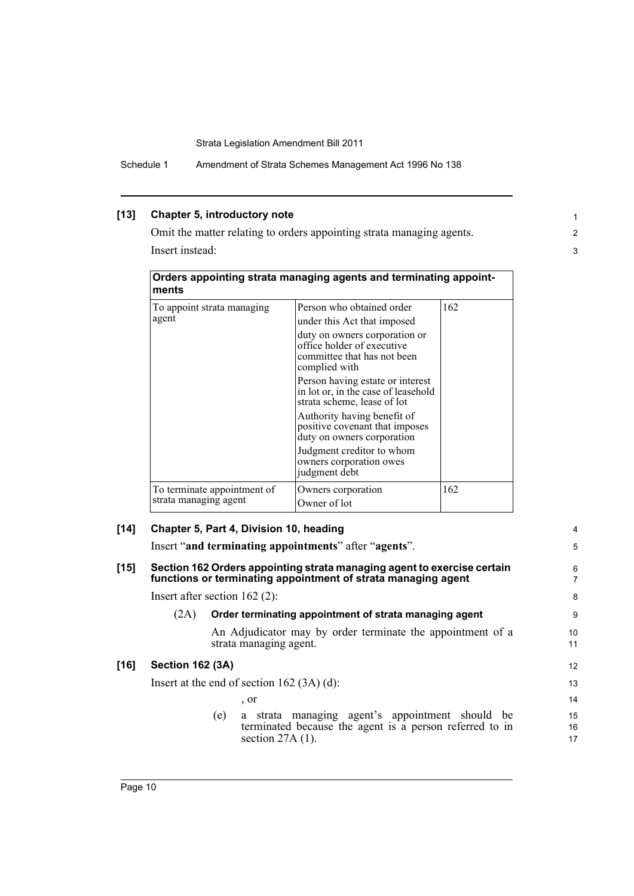**[13] Chapter 5, introductory note**

Omit the matter relating to orders appointing strata managing agents.

Insert instead:

| **Orders appointing strata managing agents and terminating appointments** | | |
|---|---|---|
| To appoint strata managing agent | Person who obtained order under this Act that imposed duty on owners corporation or office holder of executive committee that has not been complied with<br>Person having estate or interest in lot or, in the case of leasehold strata scheme, lease of lot<br>Authority having benefit of positive covenant that imposes duty on owners corporation<br>Judgment creditor to whom owners corporation owes judgment debt | 162 |
| To terminate appointment of strata managing agent | Owners corporation<br>Owner of lot | 162 |

**[14] Chapter 5, Part 4, Division 10, heading**

Insert "**and terminating appointments**" after "**agents**".

**[15] Section 162 Orders appointing strata managing agent to exercise certain functions or terminating appointment of strata managing agent**

Insert after section 162 (2):

(2A) **Order terminating appointment of strata managing agent**

An Adjudicator may by order terminate the appointment of a strata managing agent.

**[16] Section 162 (3A)**

Insert at the end of section 162 (3A) (d):

, or

(e) a strata managing agent's appointment should be terminated because the agent is a person referred to in section 27A (1).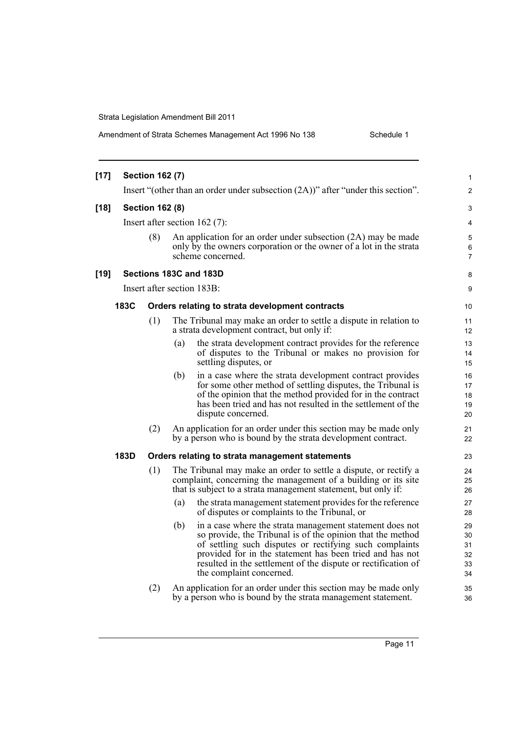**[17] Section 162 (7)**

Insert "(other than an order under subsection (2A))" after "under this section".

**[18] Section 162 (8)**

Insert after section 162 (7):

(8) An application for an order under subsection (2A) may be made only by the owners corporation or the owner of a lot in the strata scheme concerned.

**[19] Sections 183C and 183D**

Insert after section 183B:

**183C Orders relating to strata development contracts**

(1) The Tribunal may make an order to settle a dispute in relation to a strata development contract, but only if:

(a) the strata development contract provides for the reference of disputes to the Tribunal or makes no provision for settling disputes, or

(b) in a case where the strata development contract provides for some other method of settling disputes, the Tribunal is of the opinion that the method provided for in the contract has been tried and has not resulted in the settlement of the dispute concerned.

(2) An application for an order under this section may be made only by a person who is bound by the strata development contract.

**183D Orders relating to strata management statements**

(1) The Tribunal may make an order to settle a dispute, or rectify a complaint, concerning the management of a building or its site that is subject to a strata management statement, but only if:

(a) the strata management statement provides for the reference of disputes or complaints to the Tribunal, or

(b) in a case where the strata management statement does not so provide, the Tribunal is of the opinion that the method of settling such disputes or rectifying such complaints provided for in the statement has been tried and has not resulted in the settlement of the dispute or rectification of the complaint concerned.

(2) An application for an order under this section may be made only by a person who is bound by the strata management statement.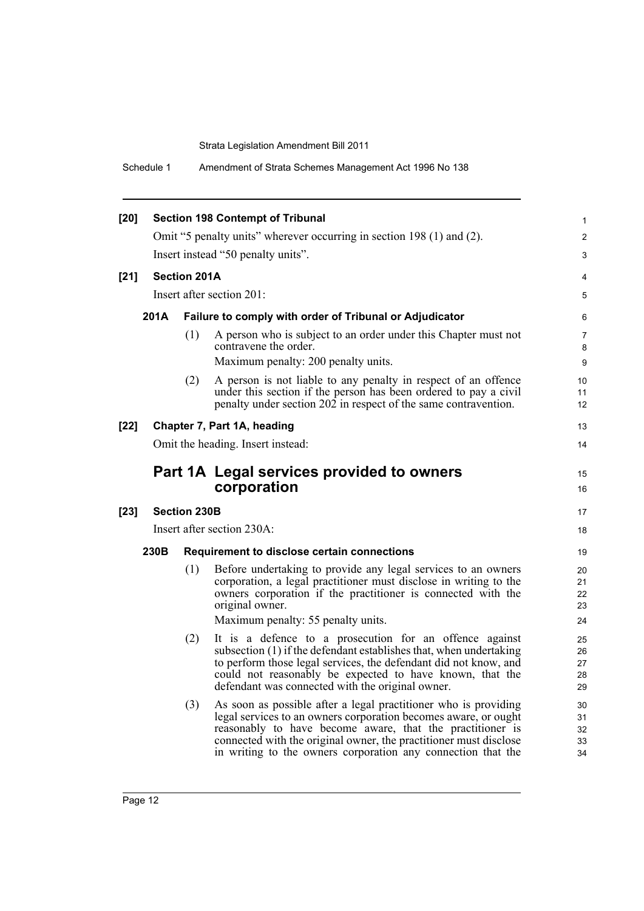**[20] Section 198 Contempt of Tribunal**

Omit "5 penalty units" wherever occurring in section 198 (1) and (2).

Insert instead "50 penalty units".

**[21] Section 201A**

Insert after section 201:

**201A Failure to comply with order of Tribunal or Adjudicator**

(1) A person who is subject to an order under this Chapter must not contravene the order.

Maximum penalty: 200 penalty units.

(2) A person is not liable to any penalty in respect of an offence under this section if the person has been ordered to pay a civil penalty under section 202 in respect of the same contravention.

**[22] Chapter 7, Part 1A, heading**

Omit the heading. Insert instead:

## Part 1A Legal services provided to owners corporation

**[23] Section 230B**

Insert after section 230A:

**230B Requirement to disclose certain connections**

(1) Before undertaking to provide any legal services to an owners corporation, a legal practitioner must disclose in writing to the owners corporation if the practitioner is connected with the original owner.

Maximum penalty: 55 penalty units.

(2) It is a defence to a prosecution for an offence against subsection (1) if the defendant establishes that, when undertaking to perform those legal services, the defendant did not know, and could not reasonably be expected to have known, that the defendant was connected with the original owner.

(3) As soon as possible after a legal practitioner who is providing legal services to an owners corporation becomes aware, or ought reasonably to have become aware, that the practitioner is connected with the original owner, the practitioner must disclose in writing to the owners corporation any connection that the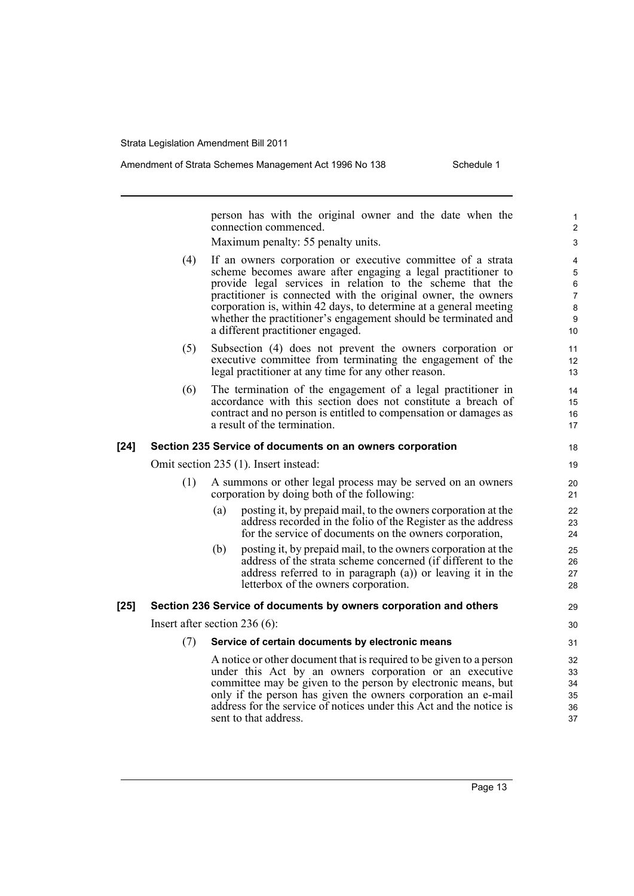person has with the original owner and the date when the connection commenced.

Maximum penalty: 55 penalty units.

(4) If an owners corporation or executive committee of a strata scheme becomes aware after engaging a legal practitioner to provide legal services in relation to the scheme that the practitioner is connected with the original owner, the owners corporation is, within 42 days, to determine at a general meeting whether the practitioner's engagement should be terminated and a different practitioner engaged.

(5) Subsection (4) does not prevent the owners corporation or executive committee from terminating the engagement of the legal practitioner at any time for any other reason.

(6) The termination of the engagement of a legal practitioner in accordance with this section does not constitute a breach of contract and no person is entitled to compensation or damages as a result of the termination.

**[24] Section 235 Service of documents on an owners corporation**

Omit section 235 (1). Insert instead:

(1) A summons or other legal process may be served on an owners corporation by doing both of the following:

(a) posting it, by prepaid mail, to the owners corporation at the address recorded in the folio of the Register as the address for the service of documents on the owners corporation,

(b) posting it, by prepaid mail, to the owners corporation at the address of the strata scheme concerned (if different to the address referred to in paragraph (a)) or leaving it in the letterbox of the owners corporation.

**[25] Section 236 Service of documents by owners corporation and others**

Insert after section 236 (6):

(7) **Service of certain documents by electronic means**

A notice or other document that is required to be given to a person under this Act by an owners corporation or an executive committee may be given to the person by electronic means, but only if the person has given the owners corporation an e-mail address for the service of notices under this Act and the notice is sent to that address.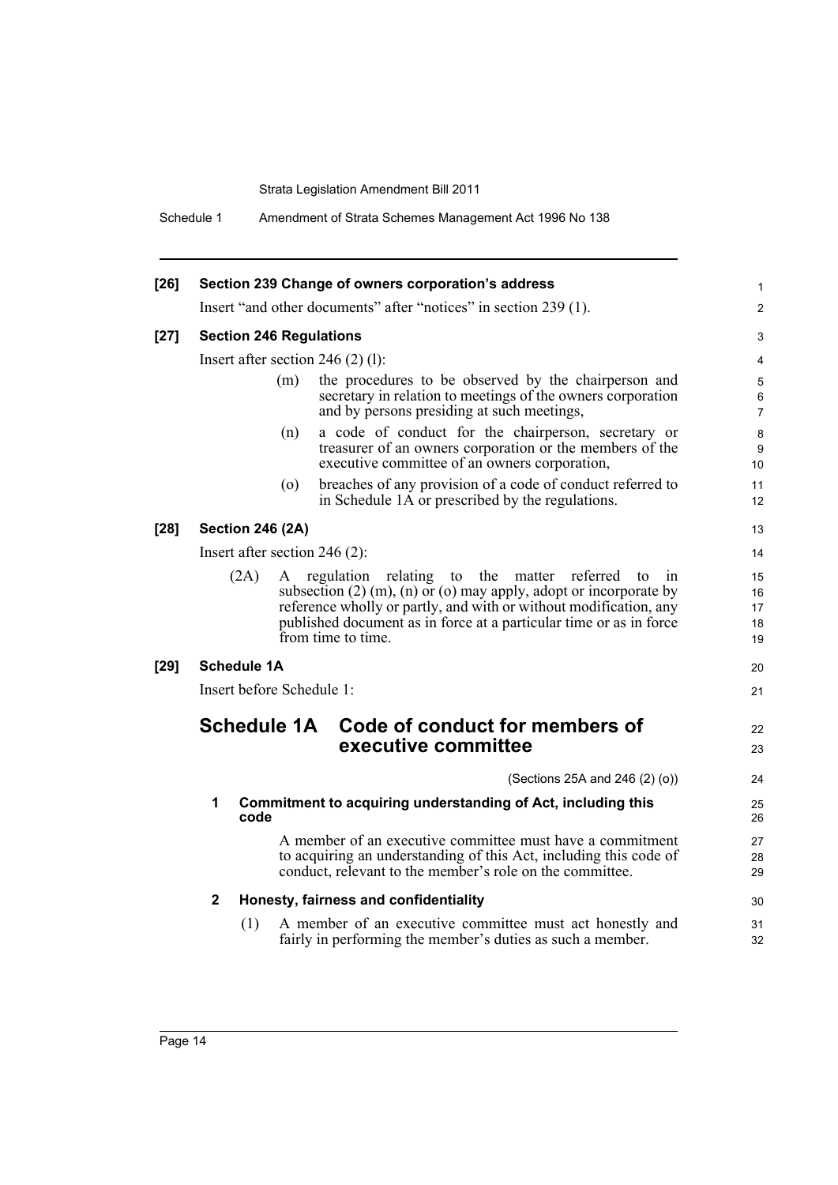**[26] Section 239 Change of owners corporation's address**

Insert "and other documents" after "notices" in section 239 (1).

**[27] Section 246 Regulations**

Insert after section 246 (2) (l):

(m) the procedures to be observed by the chairperson and secretary in relation to meetings of the owners corporation and by persons presiding at such meetings,

(n) a code of conduct for the chairperson, secretary or treasurer of an owners corporation or the members of the executive committee of an owners corporation,

(o) breaches of any provision of a code of conduct referred to in Schedule 1A or prescribed by the regulations.

**[28] Section 246 (2A)**

Insert after section 246 (2):

(2A) A regulation relating to the matter referred to in subsection (2) (m), (n) or (o) may apply, adopt or incorporate by reference wholly or partly, and with or without modification, any published document as in force at a particular time or as in force from time to time.

**[29] Schedule 1A**

Insert before Schedule 1:

## Schedule 1A Code of conduct for members of executive committee

(Sections 25A and 246 (2) (o))

### 1 Commitment to acquiring understanding of Act, including this code

A member of an executive committee must have a commitment to acquiring an understanding of this Act, including this code of conduct, relevant to the member's role on the committee.

### 2 Honesty, fairness and confidentiality

(1) A member of an executive committee must act honestly and fairly in performing the member's duties as such a member.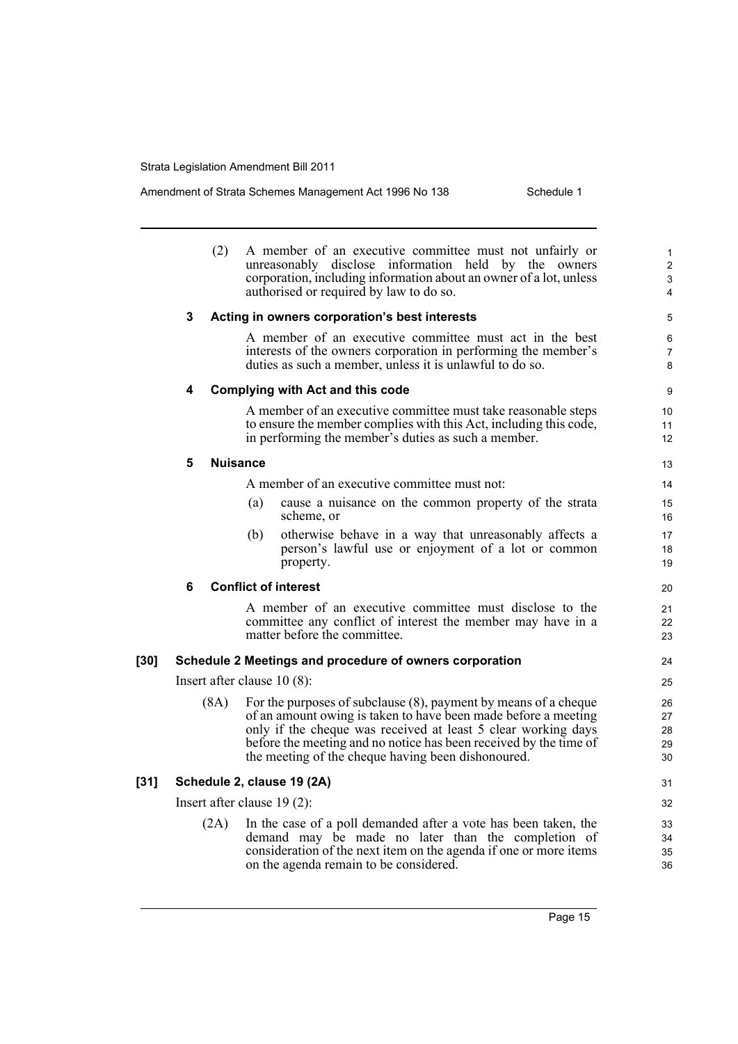(2) A member of an executive committee must not unfairly or unreasonably disclose information held by the owners corporation, including information about an owner of a lot, unless authorised or required by law to do so.

**3 Acting in owners corporation's best interests**

A member of an executive committee must act in the best interests of the owners corporation in performing the member's duties as such a member, unless it is unlawful to do so.

**4 Complying with Act and this code**

A member of an executive committee must take reasonable steps to ensure the member complies with this Act, including this code, in performing the member's duties as such a member.

**5 Nuisance**

A member of an executive committee must not:

(a) cause a nuisance on the common property of the strata scheme, or

(b) otherwise behave in a way that unreasonably affects a person's lawful use or enjoyment of a lot or common property.

**6 Conflict of interest**

A member of an executive committee must disclose to the committee any conflict of interest the member may have in a matter before the committee.

**[30] Schedule 2 Meetings and procedure of owners corporation**

Insert after clause 10 (8):

(8A) For the purposes of subclause (8), payment by means of a cheque of an amount owing is taken to have been made before a meeting only if the cheque was received at least 5 clear working days before the meeting and no notice has been received by the time of the meeting of the cheque having been dishonoured.

**[31] Schedule 2, clause 19 (2A)**

Insert after clause 19 (2):

(2A) In the case of a poll demanded after a vote has been taken, the demand may be made no later than the completion of consideration of the next item on the agenda if one or more items on the agenda remain to be considered.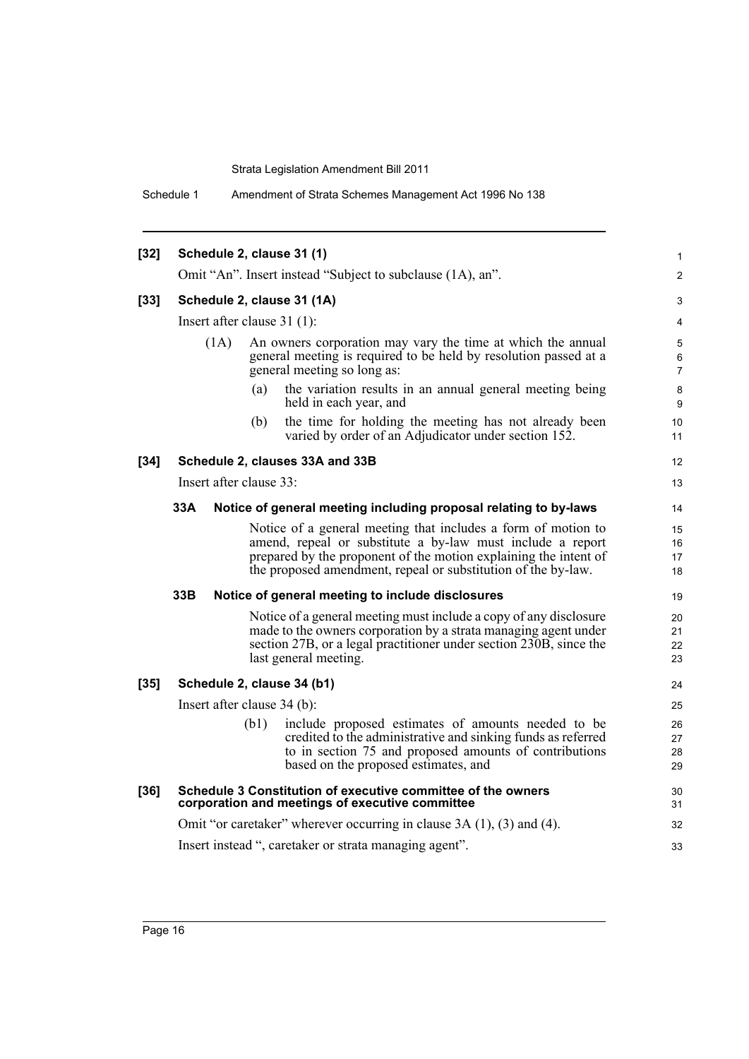**[32] Schedule 2, clause 31 (1)**

Omit "An". Insert instead "Subject to subclause (1A), an".

**[33] Schedule 2, clause 31 (1A)**

Insert after clause 31 (1):

(1A) An owners corporation may vary the time at which the annual general meeting is required to be held by resolution passed at a general meeting so long as:

(a) the variation results in an annual general meeting being held in each year, and

(b) the time for holding the meeting has not already been varied by order of an Adjudicator under section 152.

**[34] Schedule 2, clauses 33A and 33B**

Insert after clause 33:

**33A Notice of general meeting including proposal relating to by-laws**

Notice of a general meeting that includes a form of motion to amend, repeal or substitute a by-law must include a report prepared by the proponent of the motion explaining the intent of the proposed amendment, repeal or substitution of the by-law.

**33B Notice of general meeting to include disclosures**

Notice of a general meeting must include a copy of any disclosure made to the owners corporation by a strata managing agent under section 27B, or a legal practitioner under section 230B, since the last general meeting.

**[35] Schedule 2, clause 34 (b1)**

Insert after clause 34 (b):

(b1) include proposed estimates of amounts needed to be credited to the administrative and sinking funds as referred to in section 75 and proposed amounts of contributions based on the proposed estimates, and

**[36] Schedule 3 Constitution of executive committee of the owners corporation and meetings of executive committee**

Omit "or caretaker" wherever occurring in clause 3A (1), (3) and (4).

Insert instead ", caretaker or strata managing agent".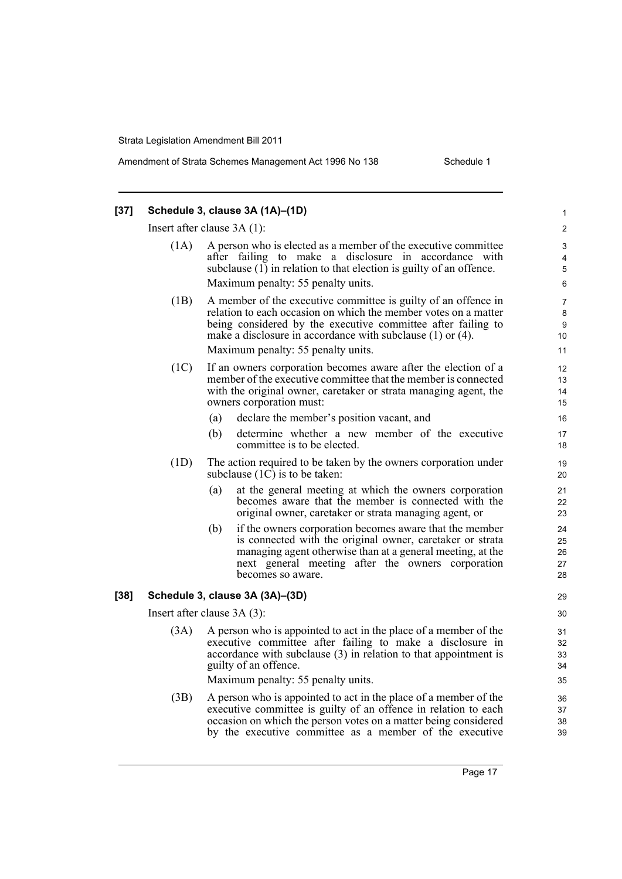**[37] Schedule 3, clause 3A (1A)–(1D)**

Insert after clause 3A (1):

(1A) A person who is elected as a member of the executive committee after failing to make a disclosure in accordance with subclause (1) in relation to that election is guilty of an offence.

Maximum penalty: 55 penalty units.

(1B) A member of the executive committee is guilty of an offence in relation to each occasion on which the member votes on a matter being considered by the executive committee after failing to make a disclosure in accordance with subclause (1) or (4).

Maximum penalty: 55 penalty units.

(1C) If an owners corporation becomes aware after the election of a member of the executive committee that the member is connected with the original owner, caretaker or strata managing agent, the owners corporation must:

(a) declare the member's position vacant, and

(b) determine whether a new member of the executive committee is to be elected.

(1D) The action required to be taken by the owners corporation under subclause (1C) is to be taken:

(a) at the general meeting at which the owners corporation becomes aware that the member is connected with the original owner, caretaker or strata managing agent, or

(b) if the owners corporation becomes aware that the member is connected with the original owner, caretaker or strata managing agent otherwise than at a general meeting, at the next general meeting after the owners corporation becomes so aware.

**[38] Schedule 3, clause 3A (3A)–(3D)**

Insert after clause 3A (3):

(3A) A person who is appointed to act in the place of a member of the executive committee after failing to make a disclosure in accordance with subclause (3) in relation to that appointment is guilty of an offence.

Maximum penalty: 55 penalty units.

(3B) A person who is appointed to act in the place of a member of the executive committee is guilty of an offence in relation to each occasion on which the person votes on a matter being considered by the executive committee as a member of the executive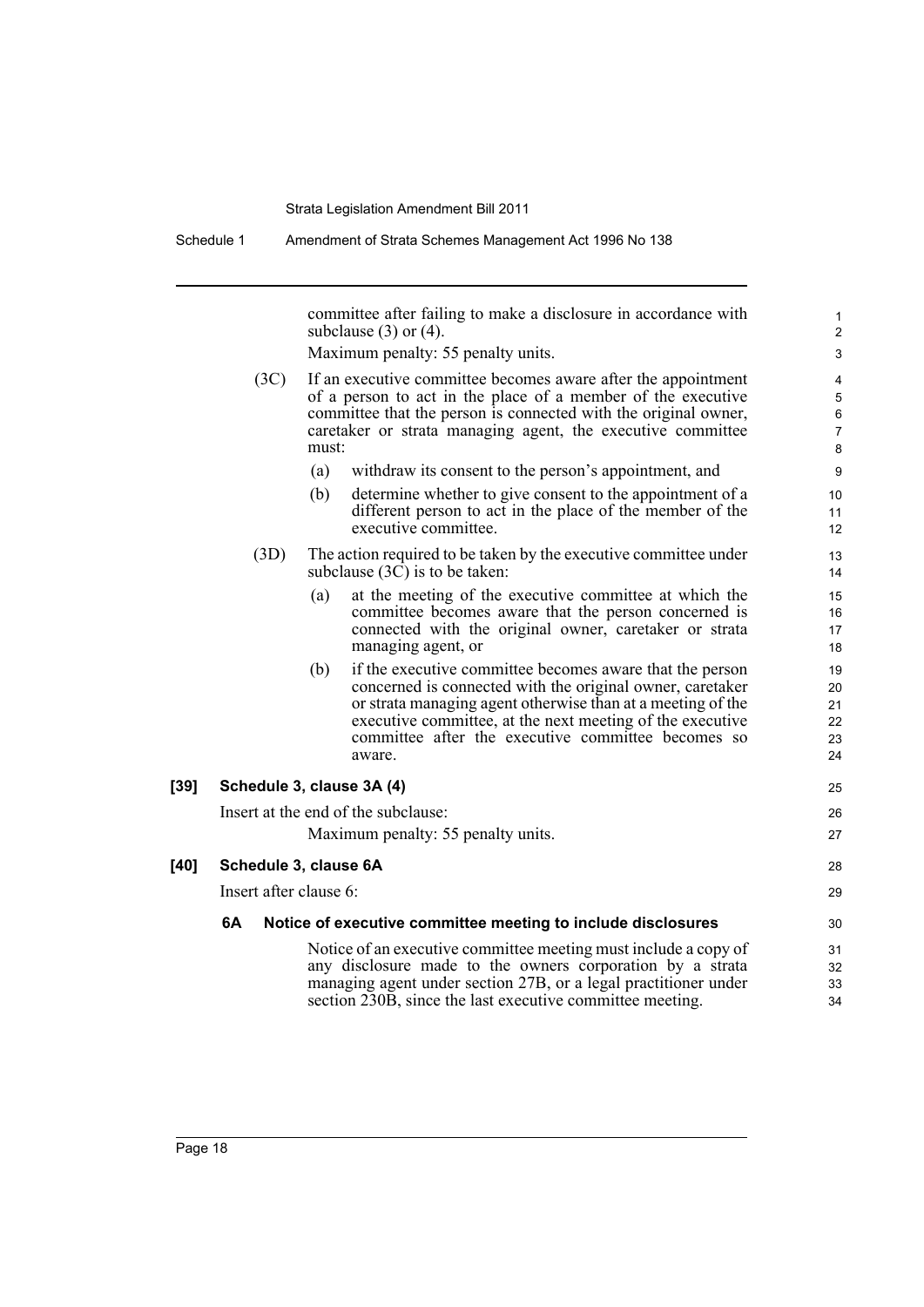committee after failing to make a disclosure in accordance with subclause (3) or (4).

Maximum penalty: 55 penalty units.

(3C) If an executive committee becomes aware after the appointment of a person to act in the place of a member of the executive committee that the person is connected with the original owner, caretaker or strata managing agent, the executive committee must:

(a) withdraw its consent to the person's appointment, and

(b) determine whether to give consent to the appointment of a different person to act in the place of the member of the executive committee.

(3D) The action required to be taken by the executive committee under subclause (3C) is to be taken:

(a) at the meeting of the executive committee at which the committee becomes aware that the person concerned is connected with the original owner, caretaker or strata managing agent, or

(b) if the executive committee becomes aware that the person concerned is connected with the original owner, caretaker or strata managing agent otherwise than at a meeting of the executive committee, at the next meeting of the executive committee after the executive committee becomes so aware.

**[39] Schedule 3, clause 3A (4)**

Insert at the end of the subclause:

Maximum penalty: 55 penalty units.

**[40] Schedule 3, clause 6A**

Insert after clause 6:

**6A Notice of executive committee meeting to include disclosures**

Notice of an executive committee meeting must include a copy of any disclosure made to the owners corporation by a strata managing agent under section 27B, or a legal practitioner under section 230B, since the last executive committee meeting.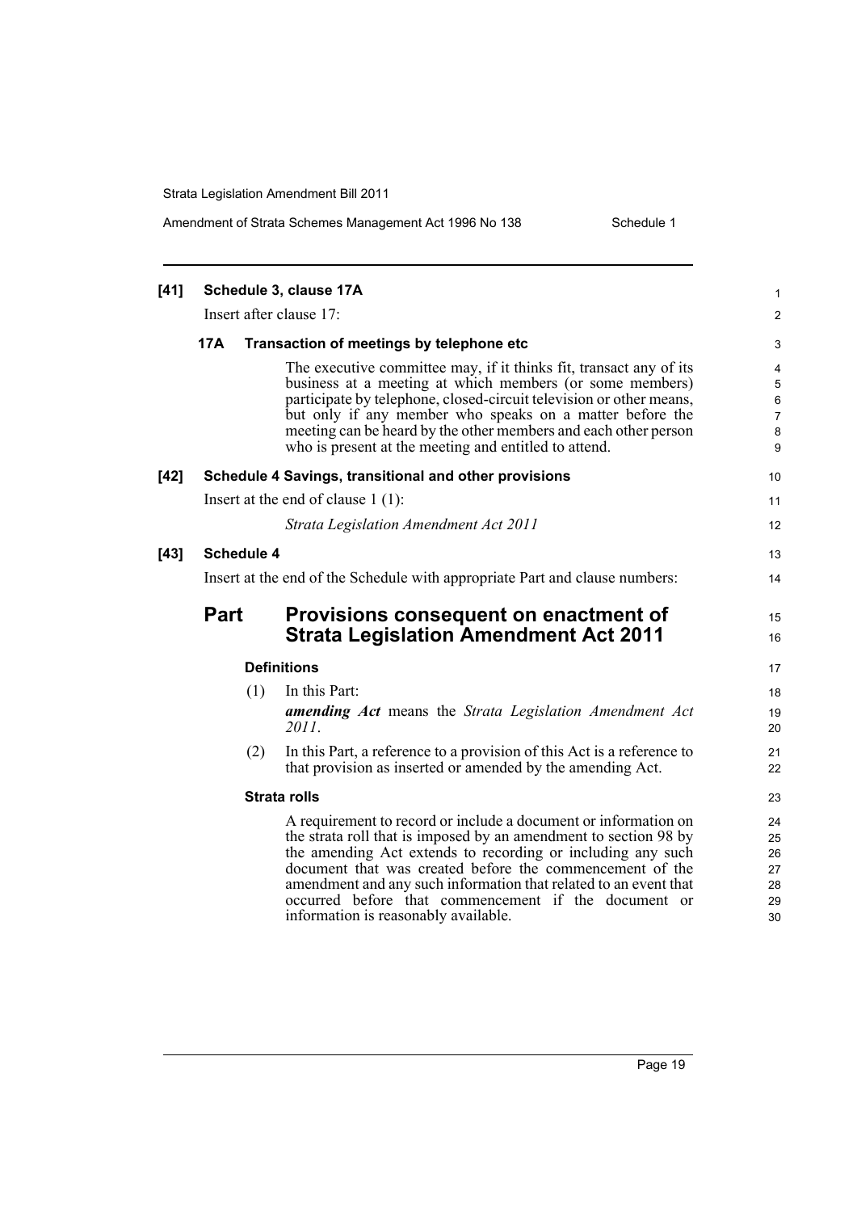**[41] Schedule 3, clause 17A**

Insert after clause 17:

**17A Transaction of meetings by telephone etc**

The executive committee may, if it thinks fit, transact any of its business at a meeting at which members (or some members) participate by telephone, closed-circuit television or other means, but only if any member who speaks on a matter before the meeting can be heard by the other members and each other person who is present at the meeting and entitled to attend.

**[42] Schedule 4 Savings, transitional and other provisions**

Insert at the end of clause 1 (1):

*Strata Legislation Amendment Act 2011*

**[43] Schedule 4**

Insert at the end of the Schedule with appropriate Part and clause numbers:

## Part Provisions consequent on enactment of Strata Legislation Amendment Act 2011

**Definitions**

(1) In this Part:

***amending Act*** means the *Strata Legislation Amendment Act 2011*.

(2) In this Part, a reference to a provision of this Act is a reference to that provision as inserted or amended by the amending Act.

**Strata rolls**

A requirement to record or include a document or information on the strata roll that is imposed by an amendment to section 98 by the amending Act extends to recording or including any such document that was created before the commencement of the amendment and any such information that related to an event that occurred before that commencement if the document or information is reasonably available.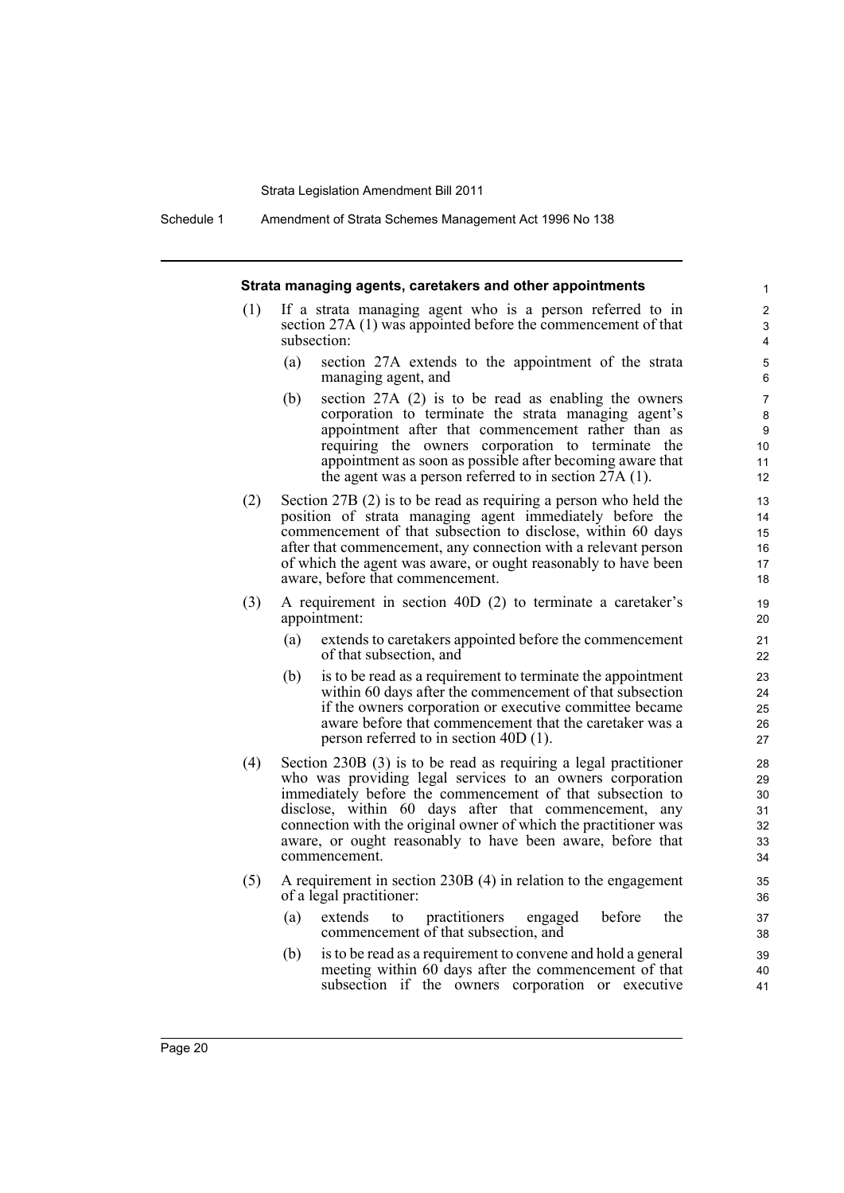**Strata managing agents, caretakers and other appointments**

(1) If a strata managing agent who is a person referred to in section 27A (1) was appointed before the commencement of that subsection:

- (a) section 27A extends to the appointment of the strata managing agent, and
- (b) section 27A (2) is to be read as enabling the owners corporation to terminate the strata managing agent's appointment after that commencement rather than as requiring the owners corporation to terminate the appointment as soon as possible after becoming aware that the agent was a person referred to in section 27A (1).

(2) Section 27B (2) is to be read as requiring a person who held the position of strata managing agent immediately before the commencement of that subsection to disclose, within 60 days after that commencement, any connection with a relevant person of which the agent was aware, or ought reasonably to have been aware, before that commencement.

(3) A requirement in section 40D (2) to terminate a caretaker's appointment:

- (a) extends to caretakers appointed before the commencement of that subsection, and
- (b) is to be read as a requirement to terminate the appointment within 60 days after the commencement of that subsection if the owners corporation or executive committee became aware before that commencement that the caretaker was a person referred to in section 40D (1).

(4) Section 230B (3) is to be read as requiring a legal practitioner who was providing legal services to an owners corporation immediately before the commencement of that subsection to disclose, within 60 days after that commencement, any connection with the original owner of which the practitioner was aware, or ought reasonably to have been aware, before that commencement.

(5) A requirement in section 230B (4) in relation to the engagement of a legal practitioner:

- (a) extends to practitioners engaged before the commencement of that subsection, and
- (b) is to be read as a requirement to convene and hold a general meeting within 60 days after the commencement of that subsection if the owners corporation or executive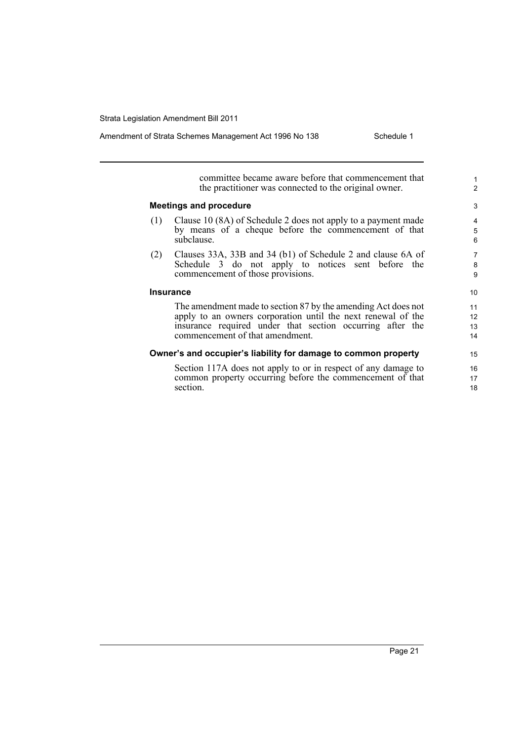committee became aware before that commencement that the practitioner was connected to the original owner.

**Meetings and procedure**

(1) Clause 10 (8A) of Schedule 2 does not apply to a payment made by means of a cheque before the commencement of that subclause.

(2) Clauses 33A, 33B and 34 (b1) of Schedule 2 and clause 6A of Schedule 3 do not apply to notices sent before the commencement of those provisions.

**Insurance**

The amendment made to section 87 by the amending Act does not apply to an owners corporation until the next renewal of the insurance required under that section occurring after the commencement of that amendment.

**Owner's and occupier's liability for damage to common property**

Section 117A does not apply to or in respect of any damage to common property occurring before the commencement of that section.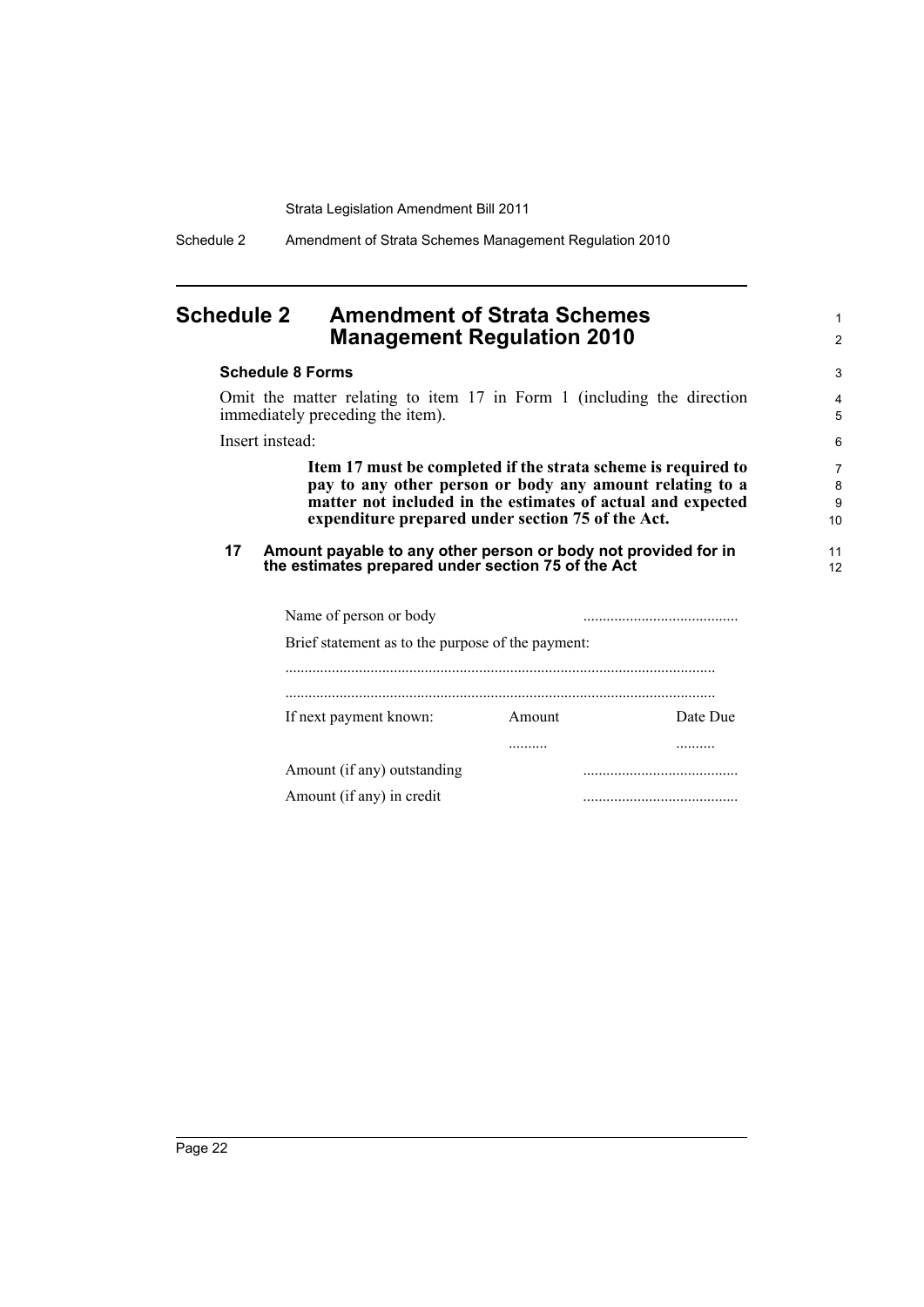# Schedule 2 Amendment of Strata Schemes Management Regulation 2010

### Schedule 8 Forms

Omit the matter relating to item 17 in Form 1 (including the direction immediately preceding the item).

Insert instead:

**Item 17 must be completed if the strata scheme is required to pay to any other person or body any amount relating to a matter not included in the estimates of actual and expected expenditure prepared under section 75 of the Act.**

**17 Amount payable to any other person or body not provided for in the estimates prepared under section 75 of the Act**

Name of person or body ........................................

Brief statement as to the purpose of the payment:

.............................................................................................................

.............................................................................................................

| | | |
|---|---|---|
| If next payment known: | Amount | Date Due |
| | .......... | .......... |

Amount (if any) outstanding ........................................

Amount (if any) in credit ........................................